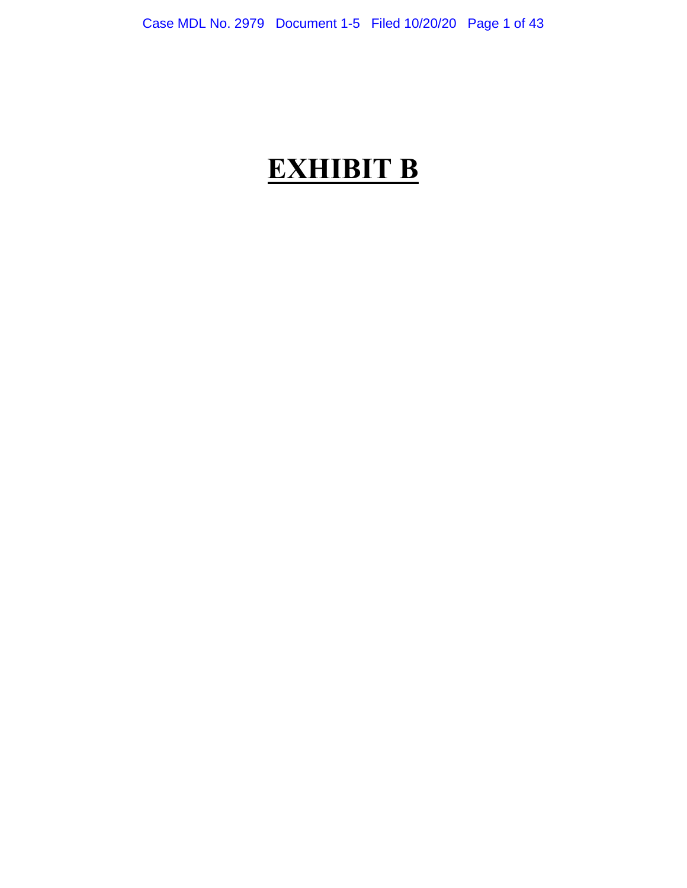# **EXHIBIT B**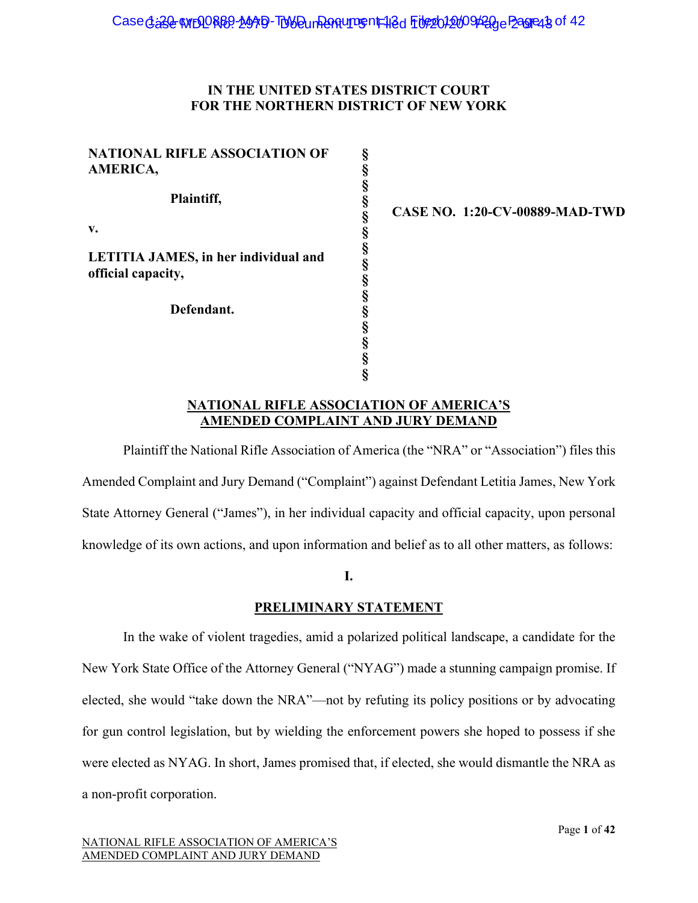**IN THE UNITED STATES DISTRICT COURT**
**FOR THE NORTHERN DISTRICT OF NEW YORK**

| | | |
|---|---|---|
| **NATIONAL RIFLE ASSOCIATION OF AMERICA,** | § | |
| **Plaintiff,** | § | |
| **v.** | § | **CASE NO. 1:20-CV-00889-MAD-TWD** |
| **LETITIA JAMES, in her individual and official capacity,** | § | |
| **Defendant.** | § | |

## NATIONAL RIFLE ASSOCIATION OF AMERICA'S AMENDED COMPLAINT AND JURY DEMAND

Plaintiff the National Rifle Association of America (the "NRA" or "Association") files this Amended Complaint and Jury Demand ("Complaint") against Defendant Letitia James, New York State Attorney General ("James"), in her individual capacity and official capacity, upon personal knowledge of its own actions, and upon information and belief as to all other matters, as follows:

## I.

## PRELIMINARY STATEMENT

In the wake of violent tragedies, amid a polarized political landscape, a candidate for the New York State Office of the Attorney General ("NYAG") made a stunning campaign promise. If elected, she would "take down the NRA"—not by refuting its policy positions or by advocating for gun control legislation, but by wielding the enforcement powers she hoped to possess if she were elected as NYAG. In short, James promised that, if elected, she would dismantle the NRA as a non-profit corporation.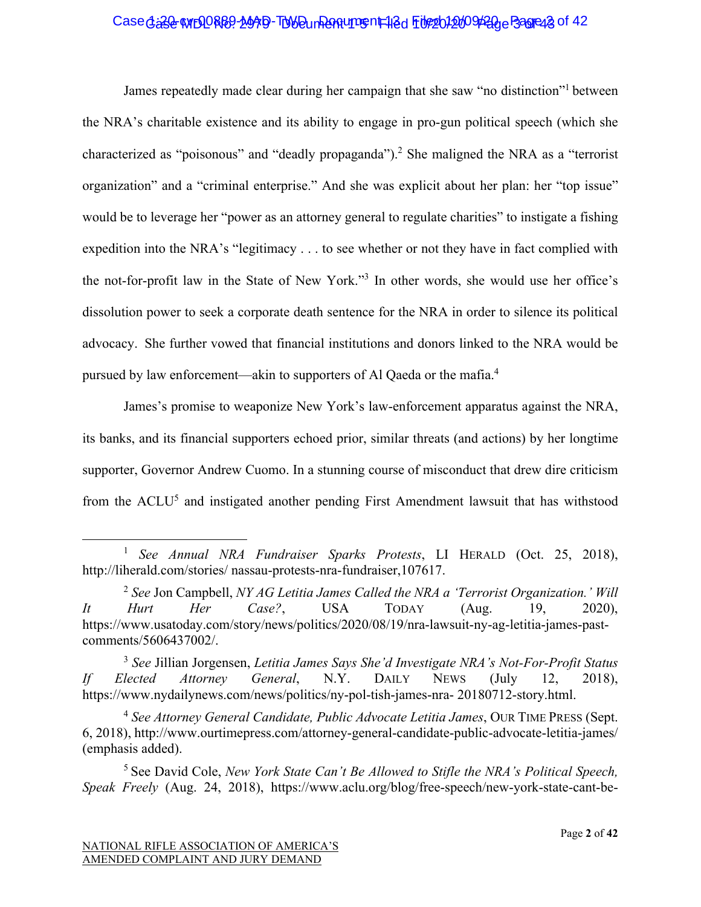James repeatedly made clear during her campaign that she saw "no distinction"[1] between the NRA's charitable existence and its ability to engage in pro-gun political speech (which she characterized as "poisonous" and "deadly propaganda").[2] She maligned the NRA as a "terrorist organization" and a "criminal enterprise." And she was explicit about her plan: her "top issue" would be to leverage her "power as an attorney general to regulate charities" to instigate a fishing expedition into the NRA's "legitimacy . . . to see whether or not they have in fact complied with the not-for-profit law in the State of New York."[3] In other words, she would use her office's dissolution power to seek a corporate death sentence for the NRA in order to silence its political advocacy. She further vowed that financial institutions and donors linked to the NRA would be pursued by law enforcement—akin to supporters of Al Qaeda or the mafia.[4]

James's promise to weaponize New York's law-enforcement apparatus against the NRA, its banks, and its financial supporters echoed prior, similar threats (and actions) by her longtime supporter, Governor Andrew Cuomo. In a stunning course of misconduct that drew dire criticism from the ACLU[5] and instigated another pending First Amendment lawsuit that has withstood

---

[1] *See Annual NRA Fundraiser Sparks Protests*, LI HERALD (Oct. 25, 2018), http://liherald.com/stories/ nassau-protests-nra-fundraiser,107617.

[2] *See* Jon Campbell, *NY AG Letitia James Called the NRA a 'Terrorist Organization.' Will It Hurt Her Case?*, USA TODAY (Aug. 19, 2020), https://www.usatoday.com/story/news/politics/2020/08/19/nra-lawsuit-ny-ag-letitia-james-past-comments/5606437002/.

[3] *See* Jillian Jorgensen, *Letitia James Says She'd Investigate NRA's Not-For-Profit Status If Elected Attorney General*, N.Y. DAILY NEWS (July 12, 2018), https://www.nydailynews.com/news/politics/ny-pol-tish-james-nra- 20180712-story.html.

[4] *See Attorney General Candidate, Public Advocate Letitia James*, OUR TIME PRESS (Sept. 6, 2018), http://www.ourtimepress.com/attorney-general-candidate-public-advocate-letitia-james/ (emphasis added).

[5] See David Cole, *New York State Can't Be Allowed to Stifle the NRA's Political Speech, Speak Freely* (Aug. 24, 2018), https://www.aclu.org/blog/free-speech/new-york-state-cant-be-

NATIONAL RIFLE ASSOCIATION OF AMERICA'S
AMENDED COMPLAINT AND JURY DEMAND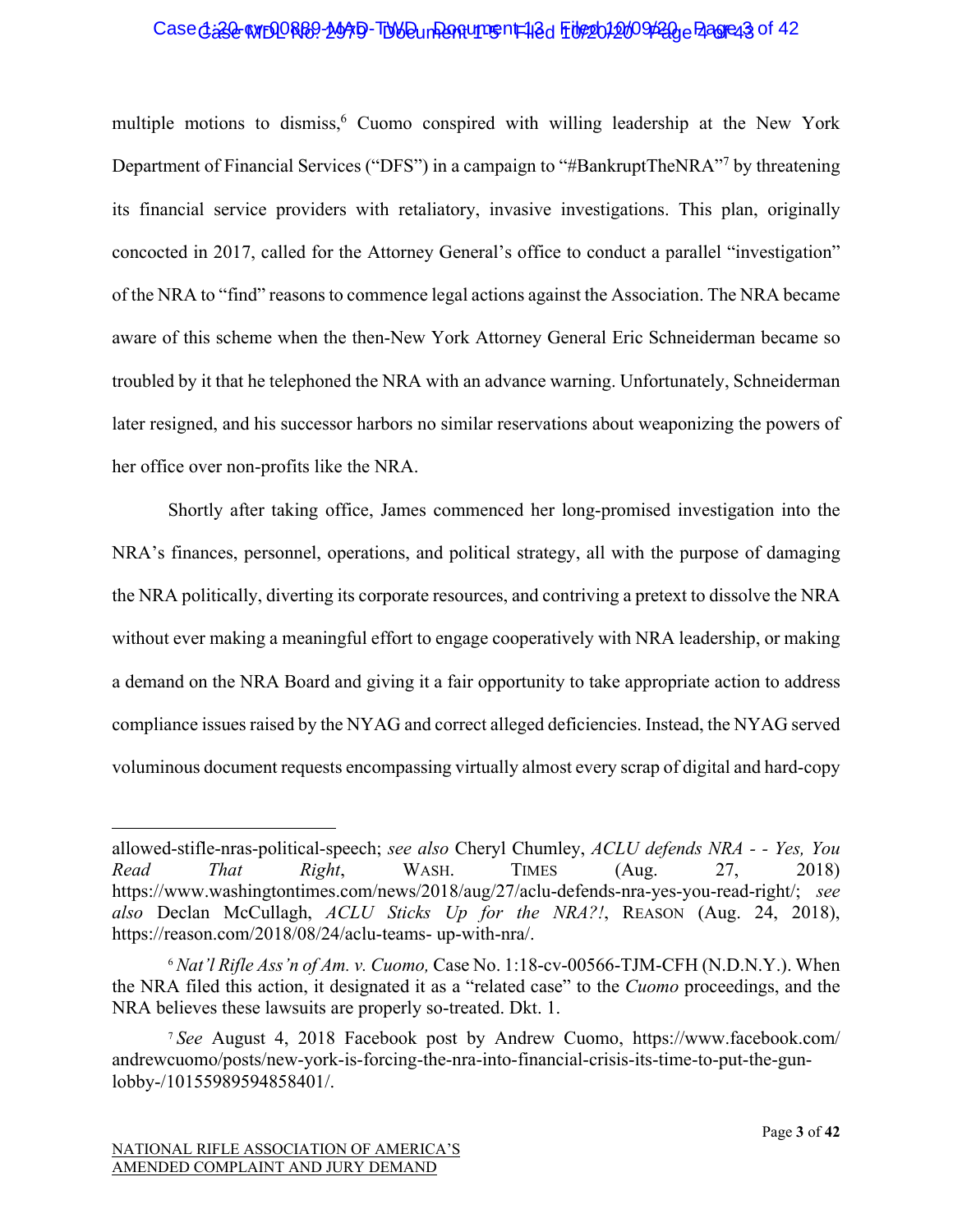multiple motions to dismiss,[6] Cuomo conspired with willing leadership at the New York Department of Financial Services ("DFS") in a campaign to "#BankruptTheNRA"[7] by threatening its financial service providers with retaliatory, invasive investigations. This plan, originally concocted in 2017, called for the Attorney General's office to conduct a parallel "investigation" of the NRA to "find" reasons to commence legal actions against the Association. The NRA became aware of this scheme when the then-New York Attorney General Eric Schneiderman became so troubled by it that he telephoned the NRA with an advance warning. Unfortunately, Schneiderman later resigned, and his successor harbors no similar reservations about weaponizing the powers of her office over non-profits like the NRA.

Shortly after taking office, James commenced her long-promised investigation into the NRA's finances, personnel, operations, and political strategy, all with the purpose of damaging the NRA politically, diverting its corporate resources, and contriving a pretext to dissolve the NRA without ever making a meaningful effort to engage cooperatively with NRA leadership, or making a demand on the NRA Board and giving it a fair opportunity to take appropriate action to address compliance issues raised by the NYAG and correct alleged deficiencies. Instead, the NYAG served voluminous document requests encompassing virtually almost every scrap of digital and hard-copy

---

allowed-stifle-nras-political-speech; *see also* Cheryl Chumley, *ACLU defends NRA - - Yes, You Read That Right*, WASH. TIMES (Aug. 27, 2018) https://www.washingtontimes.com/news/2018/aug/27/aclu-defends-nra-yes-you-read-right/; *see also* Declan McCullagh, *ACLU Sticks Up for the NRA?!*, REASON (Aug. 24, 2018), https://reason.com/2018/08/24/aclu-teams- up-with-nra/.

[6] *Nat'l Rifle Ass'n of Am. v. Cuomo,* Case No. 1:18-cv-00566-TJM-CFH (N.D.N.Y.). When the NRA filed this action, it designated it as a "related case" to the *Cuomo* proceedings, and the NRA believes these lawsuits are properly so-treated. Dkt. 1.

[7] *See* August 4, 2018 Facebook post by Andrew Cuomo, https://www.facebook.com/andrewcuomo/posts/new-york-is-forcing-the-nra-into-financial-crisis-its-time-to-put-the-gun-lobby-/10155989594858401/.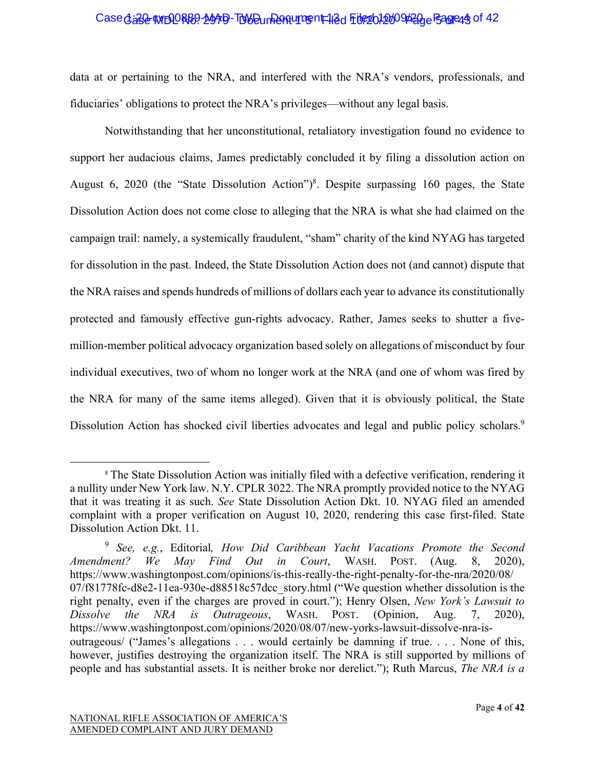data at or pertaining to the NRA, and interfered with the NRA's vendors, professionals, and fiduciaries' obligations to protect the NRA's privileges—without any legal basis.

Notwithstanding that her unconstitutional, retaliatory investigation found no evidence to support her audacious claims, James predictably concluded it by filing a dissolution action on August 6, 2020 (the "State Dissolution Action")[8]. Despite surpassing 160 pages, the State Dissolution Action does not come close to alleging that the NRA is what she had claimed on the campaign trail: namely, a systemically fraudulent, "sham" charity of the kind NYAG has targeted for dissolution in the past. Indeed, the State Dissolution Action does not (and cannot) dispute that the NRA raises and spends hundreds of millions of dollars each year to advance its constitutionally protected and famously effective gun-rights advocacy. Rather, James seeks to shutter a five-million-member political advocacy organization based solely on allegations of misconduct by four individual executives, two of whom no longer work at the NRA (and one of whom was fired by the NRA for many of the same items alleged). Given that it is obviously political, the State Dissolution Action has shocked civil liberties advocates and legal and public policy scholars.[9]

---

[8] The State Dissolution Action was initially filed with a defective verification, rendering it a nullity under New York law. N.Y. CPLR 3022. The NRA promptly provided notice to the NYAG that it was treating it as such. *See* State Dissolution Action Dkt. 10. NYAG filed an amended complaint with a proper verification on August 10, 2020, rendering this case first-filed. State Dissolution Action Dkt. 11.

[9] *See, e.g.*, Editorial*, How Did Caribbean Yacht Vacations Promote the Second Amendment? We May Find Out in Court*, WASH. POST. (Aug. 8, 2020), https://www.washingtonpost.com/opinions/is-this-really-the-right-penalty-for-the-nra/2020/08/07/f81778fc-d8e2-11ea-930e-d88518c57dcc_story.html ("We question whether dissolution is the right penalty, even if the charges are proved in court."); Henry Olsen, *New York's Lawsuit to Dissolve the NRA is Outrageous*, WASH. POST. (Opinion, Aug. 7, 2020), https://www.washingtonpost.com/opinions/2020/08/07/new-yorks-lawsuit-dissolve-nra-is-outrageous/ ("James's allegations . . . would certainly be damning if true. . . . None of this, however, justifies destroying the organization itself. The NRA is still supported by millions of people and has substantial assets. It is neither broke nor derelict."); Ruth Marcus, *The NRA is a*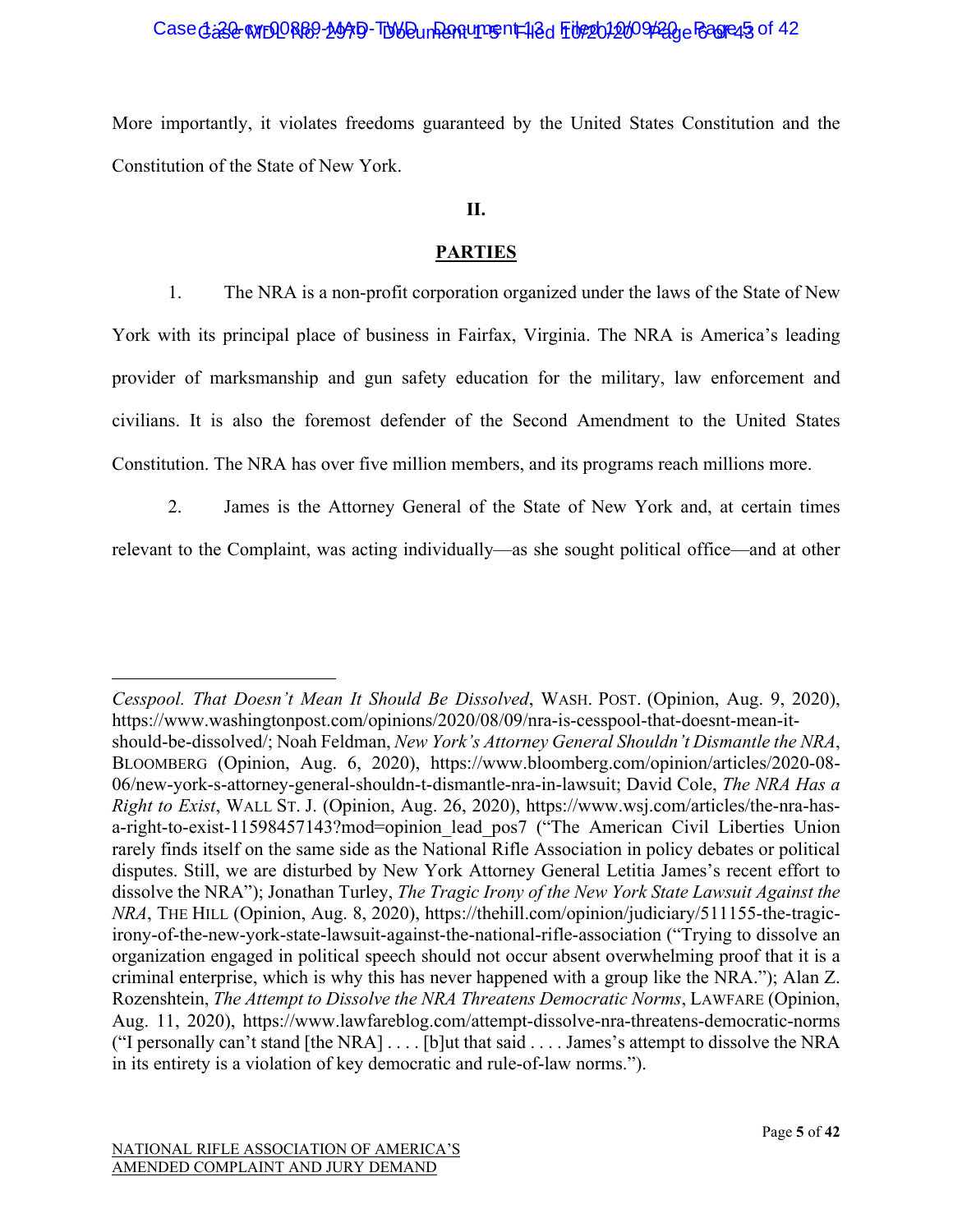More importantly, it violates freedoms guaranteed by the United States Constitution and the Constitution of the State of New York.

## II.

## PARTIES

1. The NRA is a non-profit corporation organized under the laws of the State of New York with its principal place of business in Fairfax, Virginia. The NRA is America's leading provider of marksmanship and gun safety education for the military, law enforcement and civilians. It is also the foremost defender of the Second Amendment to the United States Constitution. The NRA has over five million members, and its programs reach millions more.

2. James is the Attorney General of the State of New York and, at certain times relevant to the Complaint, was acting individually—as she sought political office—and at other

---

*Cesspool. That Doesn't Mean It Should Be Dissolved*, WASH. POST. (Opinion, Aug. 9, 2020), https://www.washingtonpost.com/opinions/2020/08/09/nra-is-cesspool-that-doesnt-mean-it-should-be-dissolved/; Noah Feldman, *New York's Attorney General Shouldn't Dismantle the NRA*, BLOOMBERG (Opinion, Aug. 6, 2020), https://www.bloomberg.com/opinion/articles/2020-08-06/new-york-s-attorney-general-shouldn-t-dismantle-nra-in-lawsuit; David Cole, *The NRA Has a Right to Exist*, WALL ST. J. (Opinion, Aug. 26, 2020), https://www.wsj.com/articles/the-nra-has-a-right-to-exist-11598457143?mod=opinion_lead_pos7 ("The American Civil Liberties Union rarely finds itself on the same side as the National Rifle Association in policy debates or political disputes. Still, we are disturbed by New York Attorney General Letitia James's recent effort to dissolve the NRA"); Jonathan Turley, *The Tragic Irony of the New York State Lawsuit Against the NRA*, THE HILL (Opinion, Aug. 8, 2020), https://thehill.com/opinion/judiciary/511155-the-tragic-irony-of-the-new-york-state-lawsuit-against-the-national-rifle-association ("Trying to dissolve an organization engaged in political speech should not occur absent overwhelming proof that it is a criminal enterprise, which is why this has never happened with a group like the NRA."); Alan Z. Rozenshtein, *The Attempt to Dissolve the NRA Threatens Democratic Norms*, LAWFARE (Opinion, Aug. 11, 2020), https://www.lawfareblog.com/attempt-dissolve-nra-threatens-democratic-norms ("I personally can't stand [the NRA] . . . . [b]ut that said . . . . James's attempt to dissolve the NRA in its entirety is a violation of key democratic and rule-of-law norms.").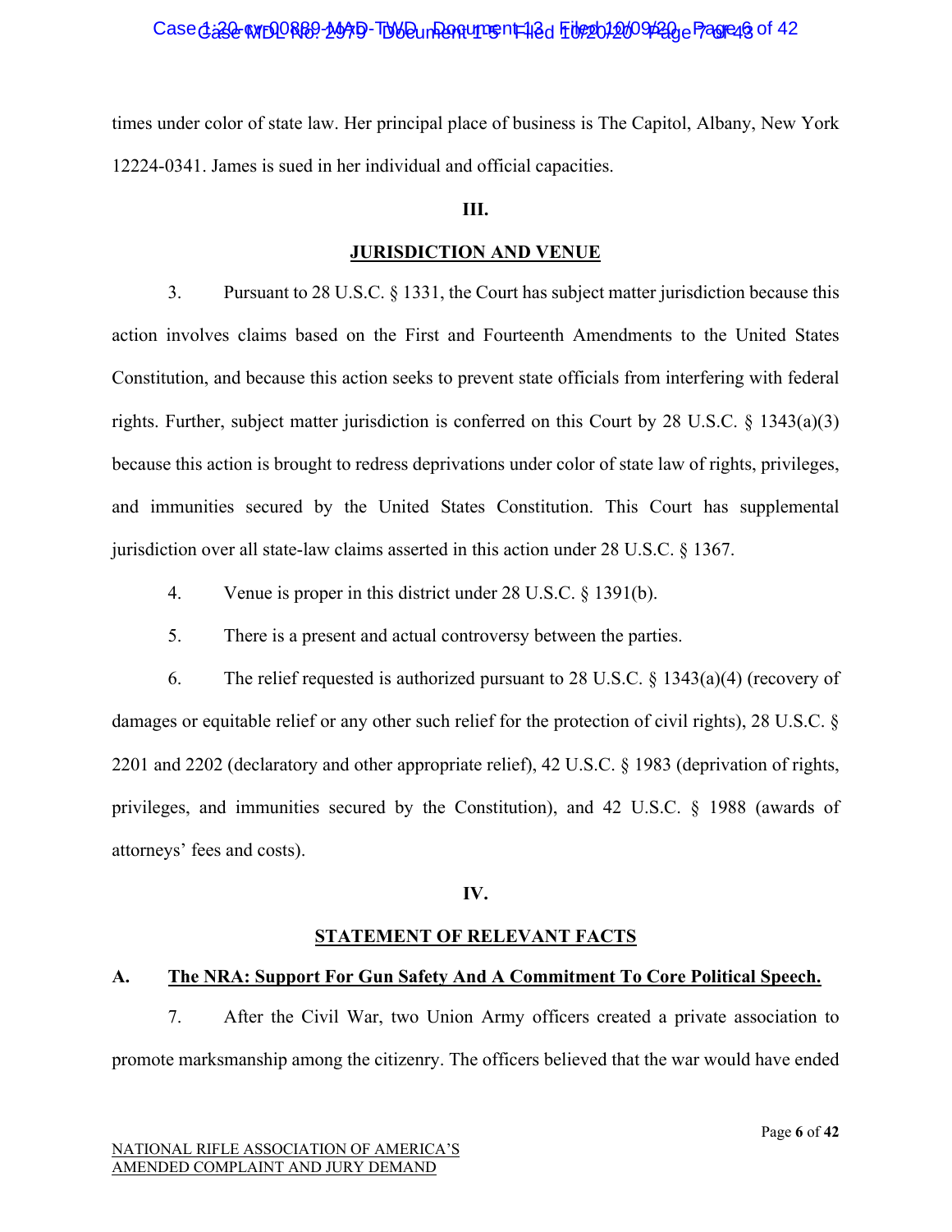times under color of state law. Her principal place of business is The Capitol, Albany, New York 12224-0341. James is sued in her individual and official capacities.

## III.

## JURISDICTION AND VENUE

3. Pursuant to 28 U.S.C. § 1331, the Court has subject matter jurisdiction because this action involves claims based on the First and Fourteenth Amendments to the United States Constitution, and because this action seeks to prevent state officials from interfering with federal rights. Further, subject matter jurisdiction is conferred on this Court by 28 U.S.C. § 1343(a)(3) because this action is brought to redress deprivations under color of state law of rights, privileges, and immunities secured by the United States Constitution. This Court has supplemental jurisdiction over all state-law claims asserted in this action under 28 U.S.C. § 1367.

4. Venue is proper in this district under 28 U.S.C. § 1391(b).

5. There is a present and actual controversy between the parties.

6. The relief requested is authorized pursuant to 28 U.S.C. § 1343(a)(4) (recovery of damages or equitable relief or any other such relief for the protection of civil rights), 28 U.S.C. § 2201 and 2202 (declaratory and other appropriate relief), 42 U.S.C. § 1983 (deprivation of rights, privileges, and immunities secured by the Constitution), and 42 U.S.C. § 1988 (awards of attorneys' fees and costs).

## IV.

## STATEMENT OF RELEVANT FACTS

### A. The NRA: Support For Gun Safety And A Commitment To Core Political Speech.

7. After the Civil War, two Union Army officers created a private association to promote marksmanship among the citizenry. The officers believed that the war would have ended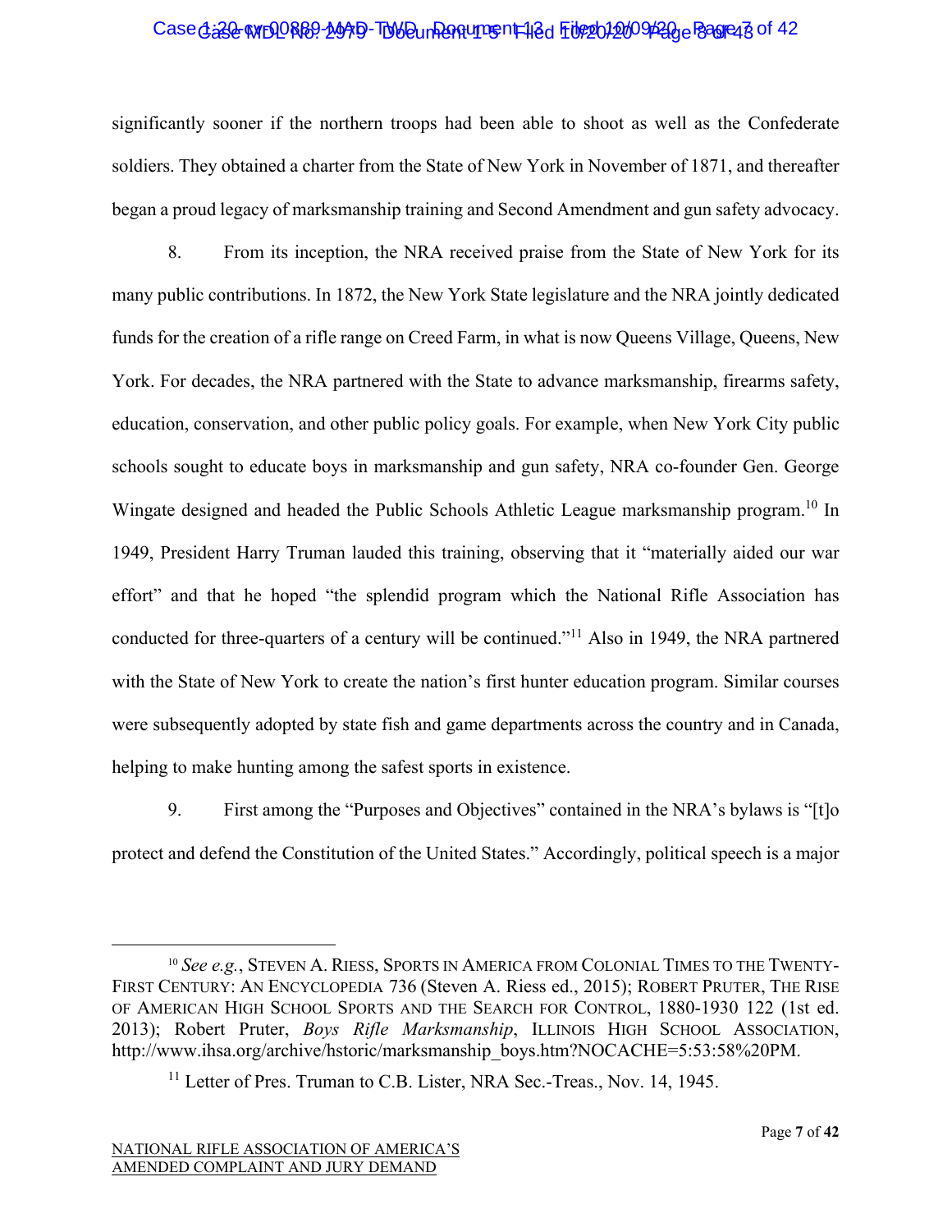significantly sooner if the northern troops had been able to shoot as well as the Confederate soldiers. They obtained a charter from the State of New York in November of 1871, and thereafter began a proud legacy of marksmanship training and Second Amendment and gun safety advocacy.

8. From its inception, the NRA received praise from the State of New York for its many public contributions. In 1872, the New York State legislature and the NRA jointly dedicated funds for the creation of a rifle range on Creed Farm, in what is now Queens Village, Queens, New York. For decades, the NRA partnered with the State to advance marksmanship, firearms safety, education, conservation, and other public policy goals. For example, when New York City public schools sought to educate boys in marksmanship and gun safety, NRA co-founder Gen. George Wingate designed and headed the Public Schools Athletic League marksmanship program.[10] In 1949, President Harry Truman lauded this training, observing that it "materially aided our war effort" and that he hoped "the splendid program which the National Rifle Association has conducted for three-quarters of a century will be continued."[11] Also in 1949, the NRA partnered with the State of New York to create the nation's first hunter education program. Similar courses were subsequently adopted by state fish and game departments across the country and in Canada, helping to make hunting among the safest sports in existence.

9. First among the "Purposes and Objectives" contained in the NRA's bylaws is "[t]o protect and defend the Constitution of the United States." Accordingly, political speech is a major

---

[10] *See e.g.*, Steven A. Riess, Sports in America from Colonial Times to the Twenty-First Century: An Encyclopedia 736 (Steven A. Riess ed., 2015); Robert Pruter, The Rise of American High School Sports and the Search for Control, 1880-1930 122 (1st ed. 2013); Robert Pruter, *Boys Rifle Marksmanship*, Illinois High School Association, http://www.ihsa.org/archive/hstoric/marksmanship_boys.htm?NOCACHE=5:53:58%20PM.

[11] Letter of Pres. Truman to C.B. Lister, NRA Sec.-Treas., Nov. 14, 1945.

NATIONAL RIFLE ASSOCIATION OF AMERICA'S AMENDED COMPLAINT AND JURY DEMAND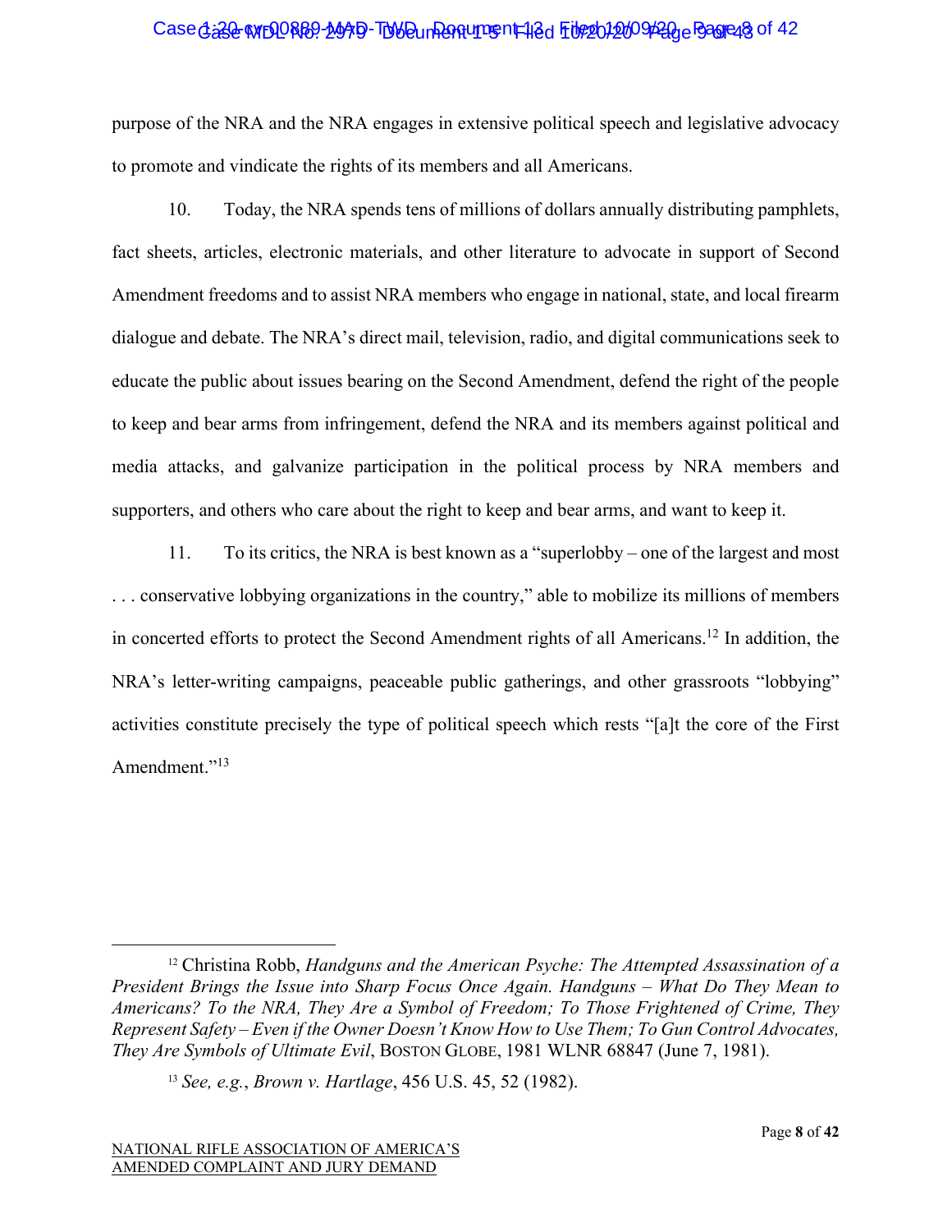purpose of the NRA and the NRA engages in extensive political speech and legislative advocacy to promote and vindicate the rights of its members and all Americans.

10. Today, the NRA spends tens of millions of dollars annually distributing pamphlets, fact sheets, articles, electronic materials, and other literature to advocate in support of Second Amendment freedoms and to assist NRA members who engage in national, state, and local firearm dialogue and debate. The NRA's direct mail, television, radio, and digital communications seek to educate the public about issues bearing on the Second Amendment, defend the right of the people to keep and bear arms from infringement, defend the NRA and its members against political and media attacks, and galvanize participation in the political process by NRA members and supporters, and others who care about the right to keep and bear arms, and want to keep it.

11. To its critics, the NRA is best known as a "superlobby – one of the largest and most . . . conservative lobbying organizations in the country," able to mobilize its millions of members in concerted efforts to protect the Second Amendment rights of all Americans.[12] In addition, the NRA's letter-writing campaigns, peaceable public gatherings, and other grassroots "lobbying" activities constitute precisely the type of political speech which rests "[a]t the core of the First Amendment."[13]

---

[12] Christina Robb, *Handguns and the American Psyche: The Attempted Assassination of a President Brings the Issue into Sharp Focus Once Again. Handguns – What Do They Mean to Americans? To the NRA, They Are a Symbol of Freedom; To Those Frightened of Crime, They Represent Safety – Even if the Owner Doesn't Know How to Use Them; To Gun Control Advocates, They Are Symbols of Ultimate Evil*, BOSTON GLOBE, 1981 WLNR 68847 (June 7, 1981).

[13] *See, e.g.*, *Brown v. Hartlage*, 456 U.S. 45, 52 (1982).

NATIONAL RIFLE ASSOCIATION OF AMERICA'S AMENDED COMPLAINT AND JURY DEMAND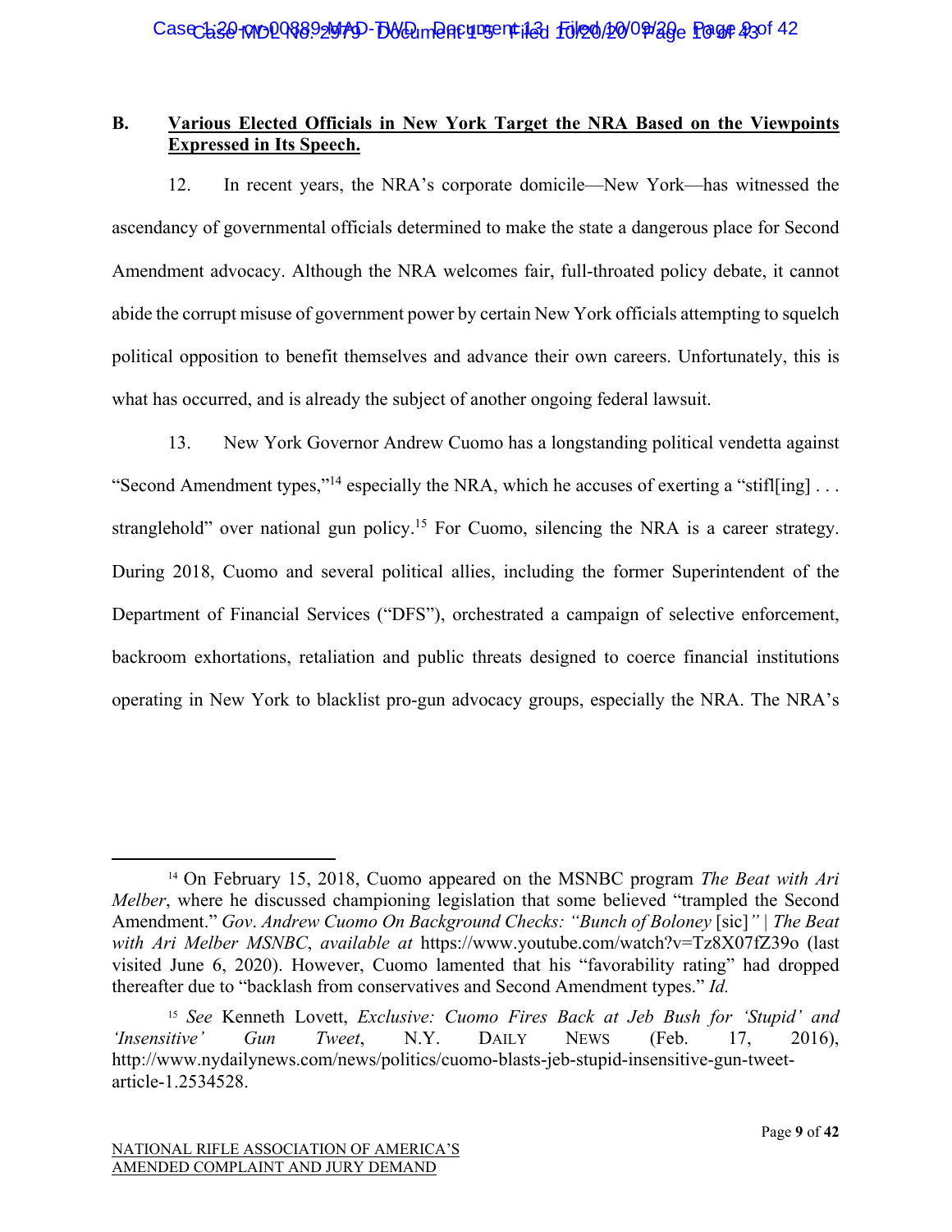## B. <u>Various Elected Officials in New York Target the NRA Based on the Viewpoints Expressed in Its Speech.</u>

12. In recent years, the NRA's corporate domicile—New York—has witnessed the ascendancy of governmental officials determined to make the state a dangerous place for Second Amendment advocacy. Although the NRA welcomes fair, full-throated policy debate, it cannot abide the corrupt misuse of government power by certain New York officials attempting to squelch political opposition to benefit themselves and advance their own careers. Unfortunately, this is what has occurred, and is already the subject of another ongoing federal lawsuit.

13. New York Governor Andrew Cuomo has a longstanding political vendetta against "Second Amendment types,"[14] especially the NRA, which he accuses of exerting a "stifl[ing] . . . stranglehold" over national gun policy.[15] For Cuomo, silencing the NRA is a career strategy. During 2018, Cuomo and several political allies, including the former Superintendent of the Department of Financial Services ("DFS"), orchestrated a campaign of selective enforcement, backroom exhortations, retaliation and public threats designed to coerce financial institutions operating in New York to blacklist pro-gun advocacy groups, especially the NRA. The NRA's

---

[14] On February 15, 2018, Cuomo appeared on the MSNBC program *The Beat with Ari Melber*, where he discussed championing legislation that some believed "trampled the Second Amendment." *Gov. Andrew Cuomo On Background Checks: "Bunch of Boloney* [sic]*" | The Beat with Ari Melber MSNBC*, *available at* https://www.youtube.com/watch?v=Tz8X07fZ39o (last visited June 6, 2020). However, Cuomo lamented that his "favorability rating" had dropped thereafter due to "backlash from conservatives and Second Amendment types." *Id.*

[15] *See* Kenneth Lovett, *Exclusive: Cuomo Fires Back at Jeb Bush for 'Stupid' and 'Insensitive' Gun Tweet*, N.Y. DAILY NEWS (Feb. 17, 2016), http://www.nydailynews.com/news/politics/cuomo-blasts-jeb-stupid-insensitive-gun-tweet-article-1.2534528.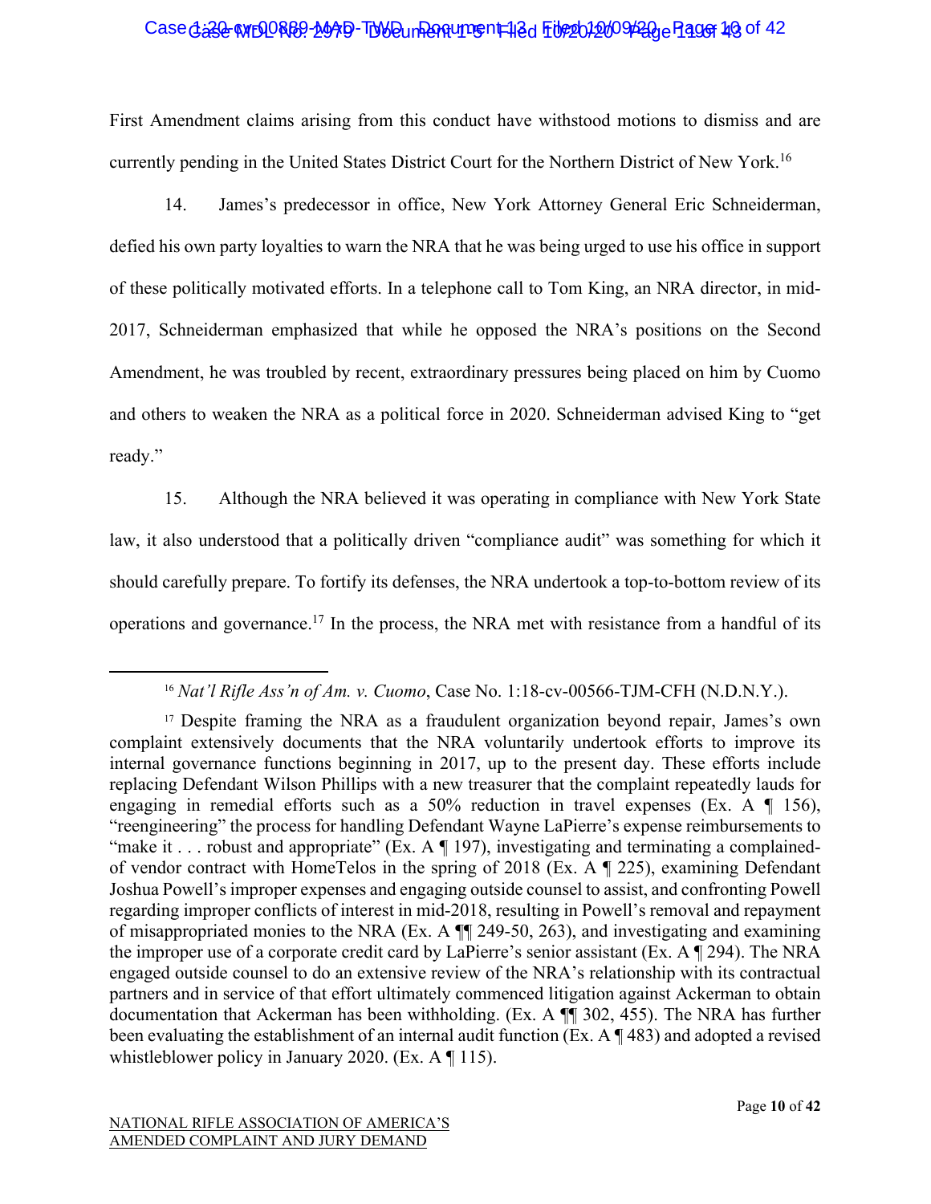First Amendment claims arising from this conduct have withstood motions to dismiss and are currently pending in the United States District Court for the Northern District of New York.[16]

14. James's predecessor in office, New York Attorney General Eric Schneiderman, defied his own party loyalties to warn the NRA that he was being urged to use his office in support of these politically motivated efforts. In a telephone call to Tom King, an NRA director, in mid-2017, Schneiderman emphasized that while he opposed the NRA's positions on the Second Amendment, he was troubled by recent, extraordinary pressures being placed on him by Cuomo and others to weaken the NRA as a political force in 2020. Schneiderman advised King to "get ready."

15. Although the NRA believed it was operating in compliance with New York State law, it also understood that a politically driven "compliance audit" was something for which it should carefully prepare. To fortify its defenses, the NRA undertook a top-to-bottom review of its operations and governance.[17] In the process, the NRA met with resistance from a handful of its

---

[16] *Nat'l Rifle Ass'n of Am. v. Cuomo*, Case No. 1:18-cv-00566-TJM-CFH (N.D.N.Y.).

[17] Despite framing the NRA as a fraudulent organization beyond repair, James's own complaint extensively documents that the NRA voluntarily undertook efforts to improve its internal governance functions beginning in 2017, up to the present day. These efforts include replacing Defendant Wilson Phillips with a new treasurer that the complaint repeatedly lauds for engaging in remedial efforts such as a 50% reduction in travel expenses (Ex. A ¶ 156), "reengineering" the process for handling Defendant Wayne LaPierre's expense reimbursements to "make it . . . robust and appropriate" (Ex. A ¶ 197), investigating and terminating a complained-of vendor contract with HomeTelos in the spring of 2018 (Ex. A ¶ 225), examining Defendant Joshua Powell's improper expenses and engaging outside counsel to assist, and confronting Powell regarding improper conflicts of interest in mid-2018, resulting in Powell's removal and repayment of misappropriated monies to the NRA (Ex. A ¶¶ 249-50, 263), and investigating and examining the improper use of a corporate credit card by LaPierre's senior assistant (Ex. A ¶ 294). The NRA engaged outside counsel to do an extensive review of the NRA's relationship with its contractual partners and in service of that effort ultimately commenced litigation against Ackerman to obtain documentation that Ackerman has been withholding. (Ex. A ¶¶ 302, 455). The NRA has further been evaluating the establishment of an internal audit function (Ex. A ¶ 483) and adopted a revised whistleblower policy in January 2020. (Ex. A ¶ 115).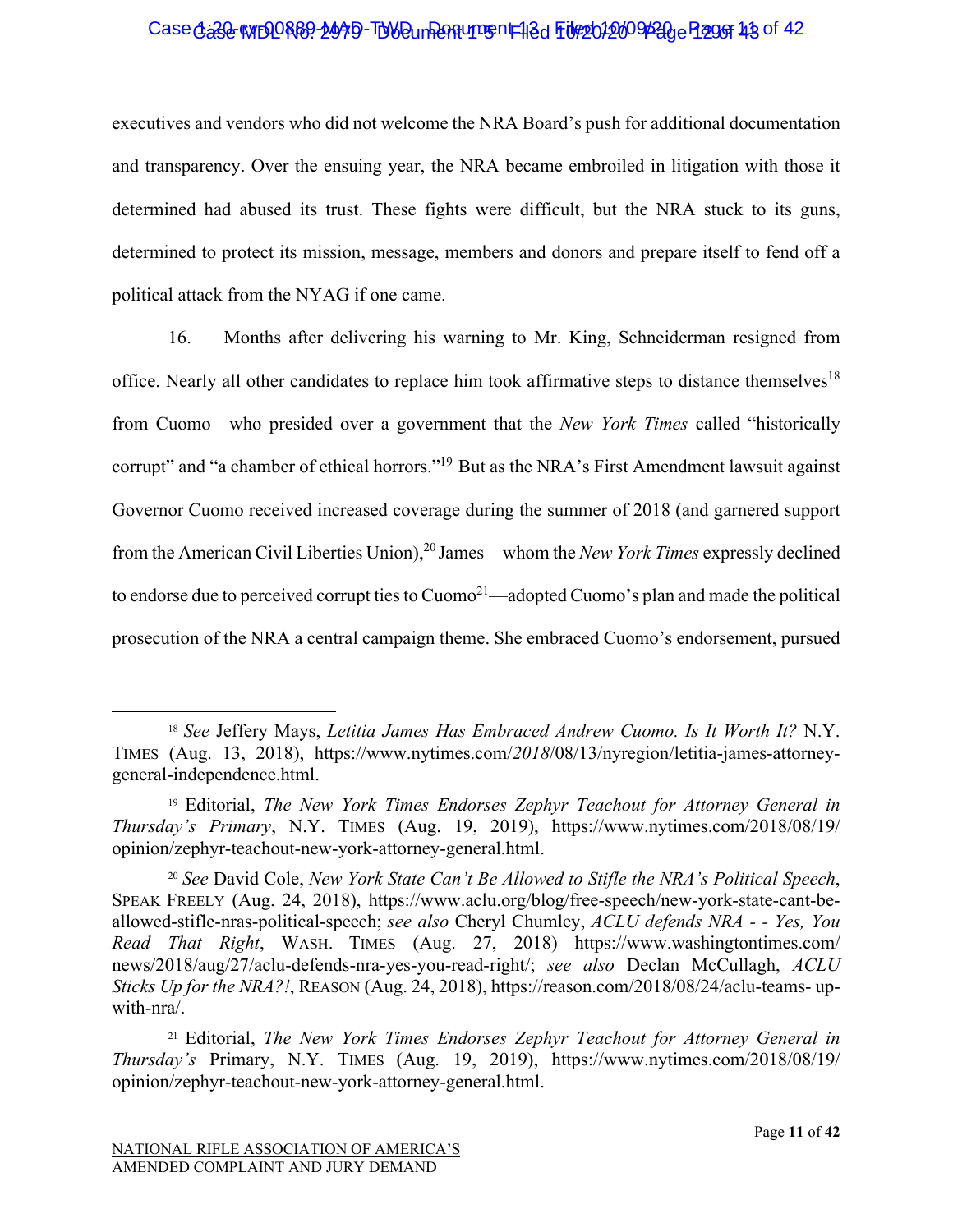executives and vendors who did not welcome the NRA Board's push for additional documentation and transparency. Over the ensuing year, the NRA became embroiled in litigation with those it determined had abused its trust. These fights were difficult, but the NRA stuck to its guns, determined to protect its mission, message, members and donors and prepare itself to fend off a political attack from the NYAG if one came.

16. Months after delivering his warning to Mr. King, Schneiderman resigned from office. Nearly all other candidates to replace him took affirmative steps to distance themselves[18] from Cuomo—who presided over a government that the *New York Times* called "historically corrupt" and "a chamber of ethical horrors."[19] But as the NRA's First Amendment lawsuit against Governor Cuomo received increased coverage during the summer of 2018 (and garnered support from the American Civil Liberties Union),[20] James—whom the *New York Times* expressly declined to endorse due to perceived corrupt ties to Cuomo[21]—adopted Cuomo's plan and made the political prosecution of the NRA a central campaign theme. She embraced Cuomo's endorsement, pursued

---

[18] *See* Jeffery Mays, *Letitia James Has Embraced Andrew Cuomo. Is It Worth It?* N.Y. TIMES (Aug. 13, 2018), https://www.nytimes.com/*2018*/08/13/nyregion/letitia-james-attorney-general-independence.html.

[19] Editorial, *The New York Times Endorses Zephyr Teachout for Attorney General in Thursday's Primary*, N.Y. TIMES (Aug. 19, 2019), https://www.nytimes.com/2018/08/19/opinion/zephyr-teachout-new-york-attorney-general.html.

[20] *See* David Cole, *New York State Can't Be Allowed to Stifle the NRA's Political Speech*, SPEAK FREELY (Aug. 24, 2018), https://www.aclu.org/blog/free-speech/new-york-state-cant-be-allowed-stifle-nras-political-speech; *see also* Cheryl Chumley, *ACLU defends NRA - - Yes, You Read That Right*, WASH. TIMES (Aug. 27, 2018) https://www.washingtontimes.com/news/2018/aug/27/aclu-defends-nra-yes-you-read-right/; *see also* Declan McCullagh, *ACLU Sticks Up for the NRA?!*, REASON (Aug. 24, 2018), https://reason.com/2018/08/24/aclu-teams- up-with-nra/.

[21] Editorial, *The New York Times Endorses Zephyr Teachout for Attorney General in Thursday's* Primary, N.Y. TIMES (Aug. 19, 2019), https://www.nytimes.com/2018/08/19/opinion/zephyr-teachout-new-york-attorney-general.html.

NATIONAL RIFLE ASSOCIATION OF AMERICA'S
AMENDED COMPLAINT AND JURY DEMAND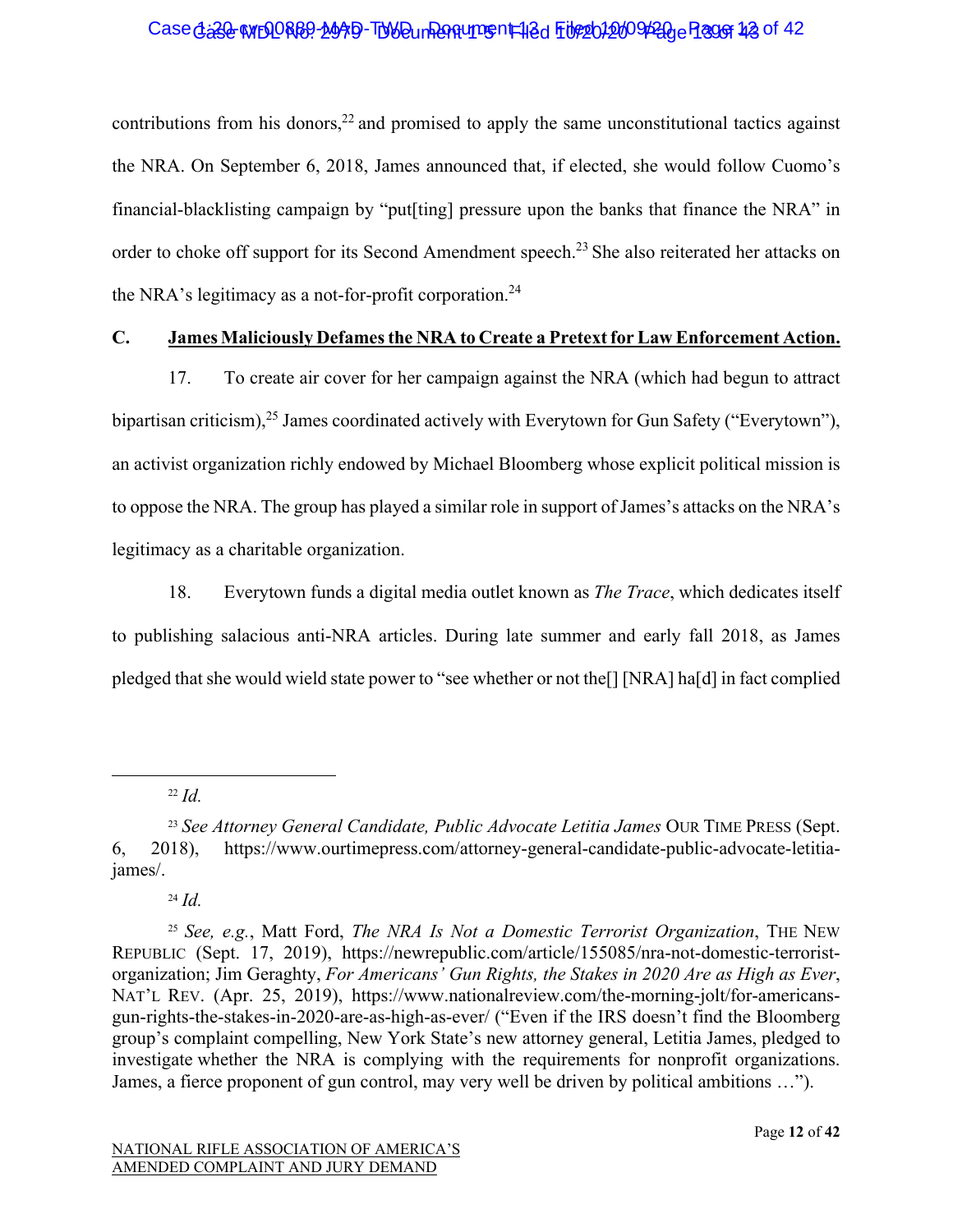contributions from his donors,[22] and promised to apply the same unconstitutional tactics against the NRA. On September 6, 2018, James announced that, if elected, she would follow Cuomo's financial-blacklisting campaign by "put[ting] pressure upon the banks that finance the NRA" in order to choke off support for its Second Amendment speech.[23] She also reiterated her attacks on the NRA's legitimacy as a not-for-profit corporation.[24]

## C. James Maliciously Defames the NRA to Create a Pretext for Law Enforcement Action.

17. To create air cover for her campaign against the NRA (which had begun to attract bipartisan criticism),[25] James coordinated actively with Everytown for Gun Safety ("Everytown"), an activist organization richly endowed by Michael Bloomberg whose explicit political mission is to oppose the NRA. The group has played a similar role in support of James's attacks on the NRA's legitimacy as a charitable organization.

18. Everytown funds a digital media outlet known as *The Trace*, which dedicates itself to publishing salacious anti-NRA articles. During late summer and early fall 2018, as James pledged that she would wield state power to "see whether or not the[] [NRA] ha[d] in fact complied

---

[22] *Id.*

[23] *See Attorney General Candidate, Public Advocate Letitia James* OUR TIME PRESS (Sept. 6, 2018), https://www.ourtimepress.com/attorney-general-candidate-public-advocate-letitia-james/.

[24] *Id.*

[25] *See, e.g.*, Matt Ford, *The NRA Is Not a Domestic Terrorist Organization*, THE NEW REPUBLIC (Sept. 17, 2019), https://newrepublic.com/article/155085/nra-not-domestic-terrorist-organization; Jim Geraghty, *For Americans' Gun Rights, the Stakes in 2020 Are as High as Ever*, NAT'L REV. (Apr. 25, 2019), https://www.nationalreview.com/the-morning-jolt/for-americans-gun-rights-the-stakes-in-2020-are-as-high-as-ever/ ("Even if the IRS doesn't find the Bloomberg group's complaint compelling, New York State's new attorney general, Letitia James, pledged to investigate whether the NRA is complying with the requirements for nonprofit organizations. James, a fierce proponent of gun control, may very well be driven by political ambitions …").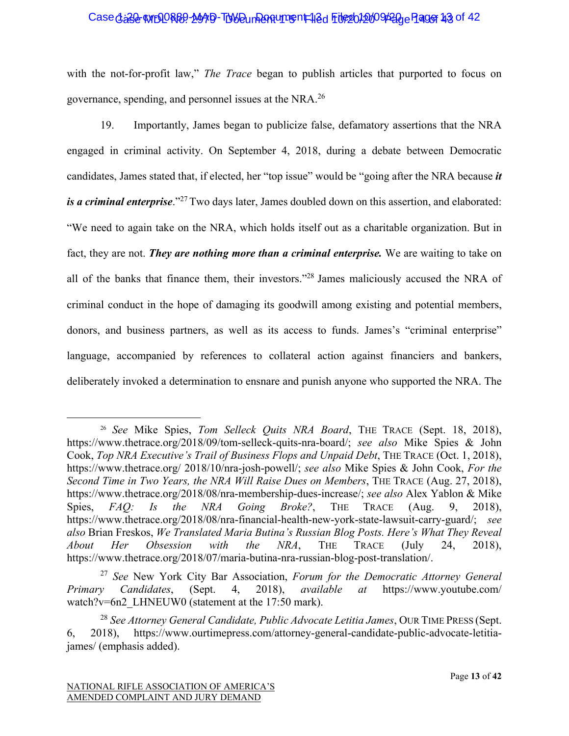with the not-for-profit law," *The Trace* began to publish articles that purported to focus on governance, spending, and personnel issues at the NRA.[26]

19. Importantly, James began to publicize false, defamatory assertions that the NRA engaged in criminal activity. On September 4, 2018, during a debate between Democratic candidates, James stated that, if elected, her "top issue" would be "going after the NRA because ***it is a criminal enterprise***."[27] Two days later, James doubled down on this assertion, and elaborated: "We need to again take on the NRA, which holds itself out as a charitable organization. But in fact, they are not. ***They are nothing more than a criminal enterprise.*** We are waiting to take on all of the banks that finance them, their investors."[28] James maliciously accused the NRA of criminal conduct in the hope of damaging its goodwill among existing and potential members, donors, and business partners, as well as its access to funds. James's "criminal enterprise" language, accompanied by references to collateral action against financiers and bankers, deliberately invoked a determination to ensnare and punish anyone who supported the NRA. The

---

[26] *See* Mike Spies, *Tom Selleck Quits NRA Board*, THE TRACE (Sept. 18, 2018), https://www.thetrace.org/2018/09/tom-selleck-quits-nra-board/; *see also* Mike Spies & John Cook, *Top NRA Executive's Trail of Business Flops and Unpaid Debt*, THE TRACE (Oct. 1, 2018), https://www.thetrace.org/ 2018/10/nra-josh-powell/; *see also* Mike Spies & John Cook, *For the Second Time in Two Years, the NRA Will Raise Dues on Members*, THE TRACE (Aug. 27, 2018), https://www.thetrace.org/2018/08/nra-membership-dues-increase/; *see also* Alex Yablon & Mike Spies, *FAQ: Is the NRA Going Broke?*, THE TRACE (Aug. 9, 2018), https://www.thetrace.org/2018/08/nra-financial-health-new-york-state-lawsuit-carry-guard/; *see also* Brian Freskos, *We Translated Maria Butina's Russian Blog Posts. Here's What They Reveal About Her Obsession with the NRA*, THE TRACE (July 24, 2018), https://www.thetrace.org/2018/07/maria-butina-nra-russian-blog-post-translation/.

[27] *See* New York City Bar Association, *Forum for the Democratic Attorney General Primary Candidates*, (Sept. 4, 2018), *available at* https://www.youtube.com/ watch?v=6n2_LHNEUW0 (statement at the 17:50 mark).

[28] *See Attorney General Candidate, Public Advocate Letitia James*, OUR TIME PRESS (Sept. 6, 2018), https://www.ourtimepress.com/attorney-general-candidate-public-advocate-letitia-james/ (emphasis added).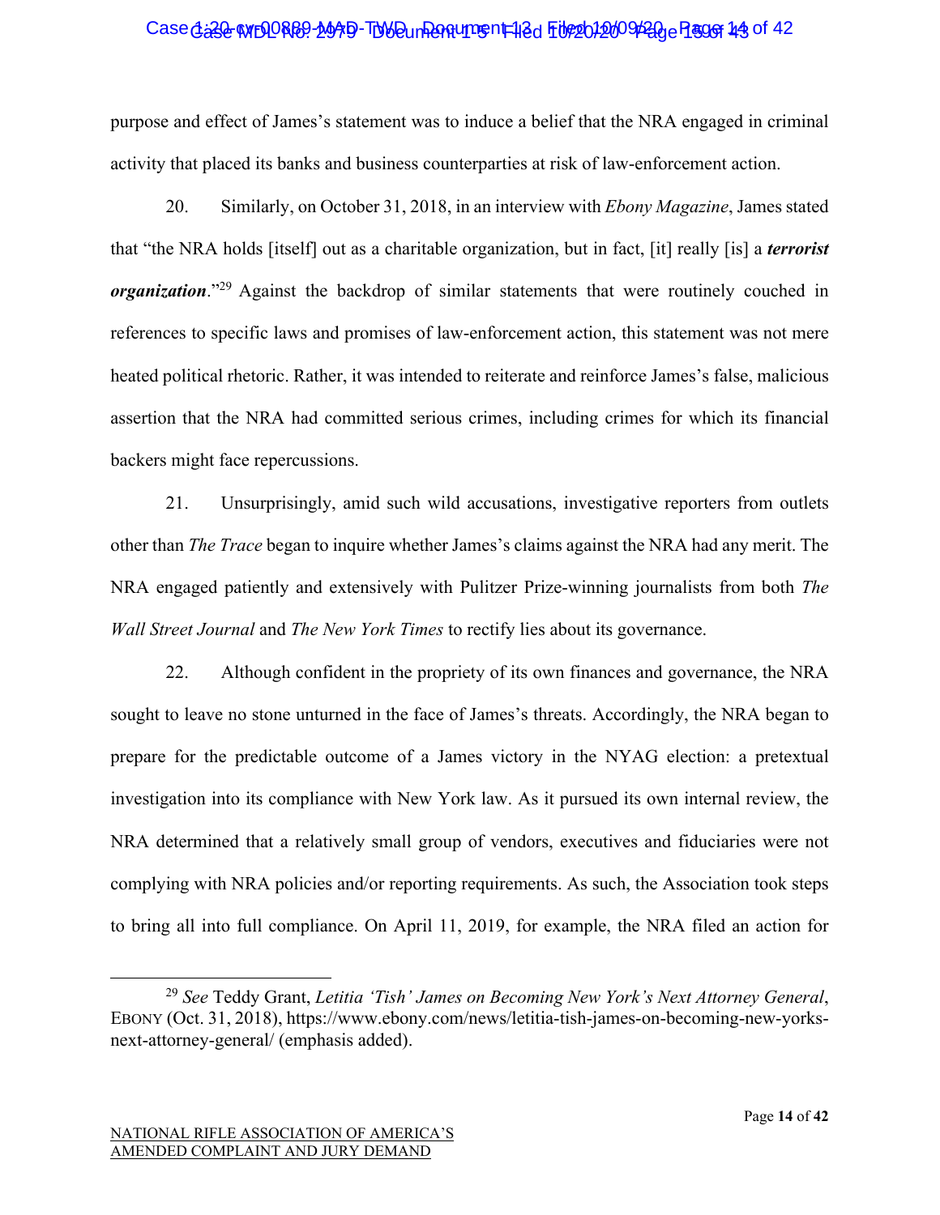purpose and effect of James's statement was to induce a belief that the NRA engaged in criminal activity that placed its banks and business counterparties at risk of law-enforcement action.

20. Similarly, on October 31, 2018, in an interview with *Ebony Magazine*, James stated that "the NRA holds [itself] out as a charitable organization, but in fact, [it] really [is] a ***terrorist organization***."[29] Against the backdrop of similar statements that were routinely couched in references to specific laws and promises of law-enforcement action, this statement was not mere heated political rhetoric. Rather, it was intended to reiterate and reinforce James's false, malicious assertion that the NRA had committed serious crimes, including crimes for which its financial backers might face repercussions.

21. Unsurprisingly, amid such wild accusations, investigative reporters from outlets other than *The Trace* began to inquire whether James's claims against the NRA had any merit. The NRA engaged patiently and extensively with Pulitzer Prize-winning journalists from both *The Wall Street Journal* and *The New York Times* to rectify lies about its governance.

22. Although confident in the propriety of its own finances and governance, the NRA sought to leave no stone unturned in the face of James's threats. Accordingly, the NRA began to prepare for the predictable outcome of a James victory in the NYAG election: a pretextual investigation into its compliance with New York law. As it pursued its own internal review, the NRA determined that a relatively small group of vendors, executives and fiduciaries were not complying with NRA policies and/or reporting requirements. As such, the Association took steps to bring all into full compliance. On April 11, 2019, for example, the NRA filed an action for

[29] *See* Teddy Grant, *Letitia 'Tish' James on Becoming New York's Next Attorney General*, EBONY (Oct. 31, 2018), https://www.ebony.com/news/letitia-tish-james-on-becoming-new-yorks-next-attorney-general/ (emphasis added).

NATIONAL RIFLE ASSOCIATION OF AMERICA'S AMENDED COMPLAINT AND JURY DEMAND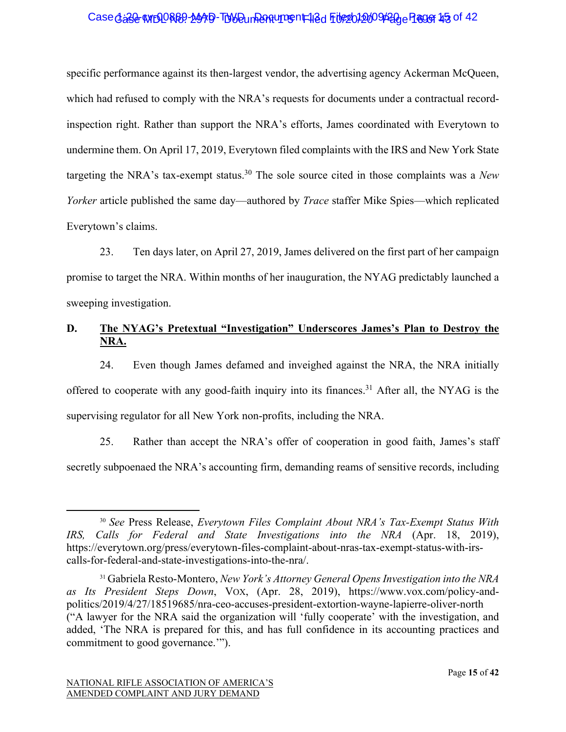specific performance against its then-largest vendor, the advertising agency Ackerman McQueen, which had refused to comply with the NRA's requests for documents under a contractual record-inspection right. Rather than support the NRA's efforts, James coordinated with Everytown to undermine them. On April 17, 2019, Everytown filed complaints with the IRS and New York State targeting the NRA's tax-exempt status.[30] The sole source cited in those complaints was a *New Yorker* article published the same day—authored by *Trace* staffer Mike Spies—which replicated Everytown's claims.

23. Ten days later, on April 27, 2019, James delivered on the first part of her campaign promise to target the NRA. Within months of her inauguration, the NYAG predictably launched a sweeping investigation.

### D. <u>The NYAG's Pretextual "Investigation" Underscores James's Plan to Destroy the NRA.</u>

24. Even though James defamed and inveighed against the NRA, the NRA initially offered to cooperate with any good-faith inquiry into its finances.[31] After all, the NYAG is the supervising regulator for all New York non-profits, including the NRA.

25. Rather than accept the NRA's offer of cooperation in good faith, James's staff secretly subpoenaed the NRA's accounting firm, demanding reams of sensitive records, including

---

[30] *See* Press Release, *Everytown Files Complaint About NRA's Tax-Exempt Status With IRS, Calls for Federal and State Investigations into the NRA* (Apr. 18, 2019), https://everytown.org/press/everytown-files-complaint-about-nras-tax-exempt-status-with-irs-calls-for-federal-and-state-investigations-into-the-nra/.

[31] Gabriela Resto-Montero, *New York's Attorney General Opens Investigation into the NRA as Its President Steps Down*, VOX, (Apr. 28, 2019), https://www.vox.com/policy-and-politics/2019/4/27/18519685/nra-ceo-accuses-president-extortion-wayne-lapierre-oliver-north ("A lawyer for the NRA said the organization will 'fully cooperate' with the investigation, and added, 'The NRA is prepared for this, and has full confidence in its accounting practices and commitment to good governance.'").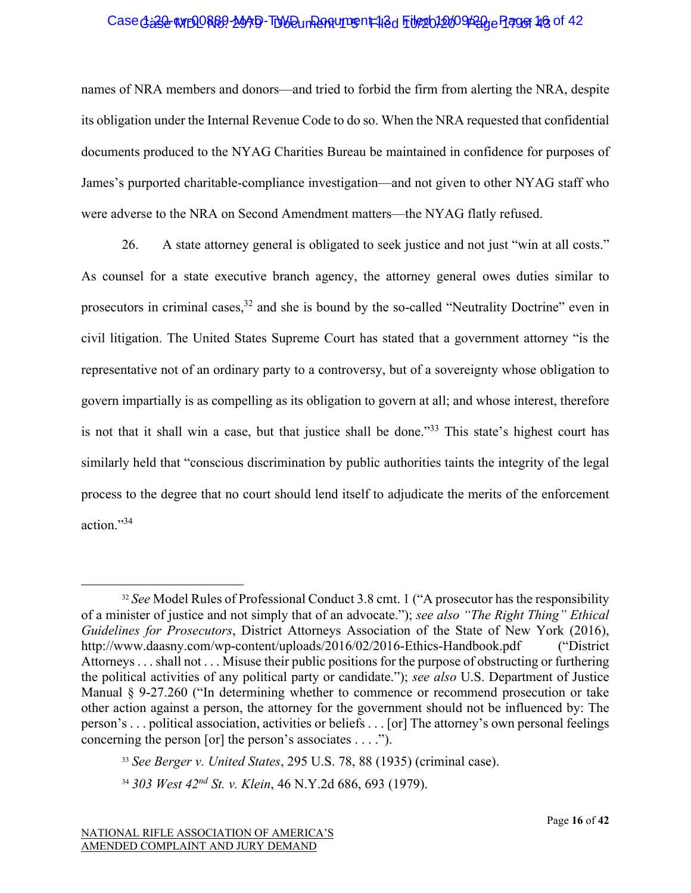names of NRA members and donors—and tried to forbid the firm from alerting the NRA, despite its obligation under the Internal Revenue Code to do so. When the NRA requested that confidential documents produced to the NYAG Charities Bureau be maintained in confidence for purposes of James's purported charitable-compliance investigation—and not given to other NYAG staff who were adverse to the NRA on Second Amendment matters—the NYAG flatly refused.

26. A state attorney general is obligated to seek justice and not just "win at all costs." As counsel for a state executive branch agency, the attorney general owes duties similar to prosecutors in criminal cases,[32] and she is bound by the so-called "Neutrality Doctrine" even in civil litigation. The United States Supreme Court has stated that a government attorney "is the representative not of an ordinary party to a controversy, but of a sovereignty whose obligation to govern impartially is as compelling as its obligation to govern at all; and whose interest, therefore is not that it shall win a case, but that justice shall be done."[33] This state's highest court has similarly held that "conscious discrimination by public authorities taints the integrity of the legal process to the degree that no court should lend itself to adjudicate the merits of the enforcement action."[34]

---

[32] *See* Model Rules of Professional Conduct 3.8 cmt. 1 ("A prosecutor has the responsibility of a minister of justice and not simply that of an advocate."); *see also "The Right Thing" Ethical Guidelines for Prosecutors*, District Attorneys Association of the State of New York (2016), http://www.daasny.com/wp-content/uploads/2016/02/2016-Ethics-Handbook.pdf ("District Attorneys . . . shall not . . . Misuse their public positions for the purpose of obstructing or furthering the political activities of any political party or candidate."); *see also* U.S. Department of Justice Manual § 9-27.260 ("In determining whether to commence or recommend prosecution or take other action against a person, the attorney for the government should not be influenced by: The person's . . . political association, activities or beliefs . . . [or] The attorney's own personal feelings concerning the person [or] the person's associates . . . .").

[33] *See Berger v. United States*, 295 U.S. 78, 88 (1935) (criminal case).

[34] *303 West 42nd St. v. Klein*, 46 N.Y.2d 686, 693 (1979).

NATIONAL RIFLE ASSOCIATION OF AMERICA'S AMENDED COMPLAINT AND JURY DEMAND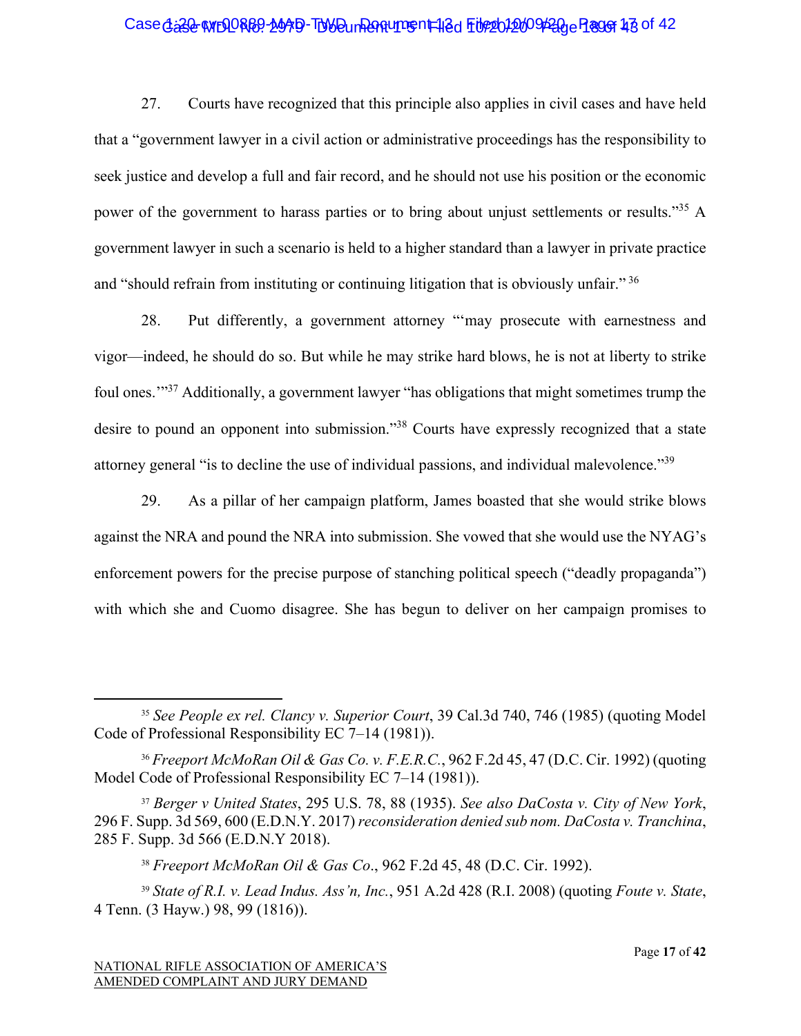27. Courts have recognized that this principle also applies in civil cases and have held that a "government lawyer in a civil action or administrative proceedings has the responsibility to seek justice and develop a full and fair record, and he should not use his position or the economic power of the government to harass parties or to bring about unjust settlements or results."[35] A government lawyer in such a scenario is held to a higher standard than a lawyer in private practice and "should refrain from instituting or continuing litigation that is obviously unfair." [36]

28. Put differently, a government attorney "'may prosecute with earnestness and vigor—indeed, he should do so. But while he may strike hard blows, he is not at liberty to strike foul ones.'"[37] Additionally, a government lawyer "has obligations that might sometimes trump the desire to pound an opponent into submission."[38] Courts have expressly recognized that a state attorney general "is to decline the use of individual passions, and individual malevolence."[39]

29. As a pillar of her campaign platform, James boasted that she would strike blows against the NRA and pound the NRA into submission. She vowed that she would use the NYAG's enforcement powers for the precise purpose of stanching political speech ("deadly propaganda") with which she and Cuomo disagree. She has begun to deliver on her campaign promises to

---

[35] *See People ex rel. Clancy v. Superior Court*, 39 Cal.3d 740, 746 (1985) (quoting Model Code of Professional Responsibility EC 7–14 (1981)).

[36] *Freeport McMoRan Oil & Gas Co. v. F.E.R.C.*, 962 F.2d 45, 47 (D.C. Cir. 1992) (quoting Model Code of Professional Responsibility EC 7–14 (1981)).

[37] *Berger v United States*, 295 U.S. 78, 88 (1935). *See also DaCosta v. City of New York*, 296 F. Supp. 3d 569, 600 (E.D.N.Y. 2017) *reconsideration denied sub nom. DaCosta v. Tranchina*, 285 F. Supp. 3d 566 (E.D.N.Y 2018).

[38] *Freeport McMoRan Oil & Gas Co*., 962 F.2d 45, 48 (D.C. Cir. 1992).

[39] *State of R.I. v. Lead Indus. Ass'n, Inc.*, 951 A.2d 428 (R.I. 2008) (quoting *Foute v. State*, 4 Tenn. (3 Hayw.) 98, 99 (1816)).

NATIONAL RIFLE ASSOCIATION OF AMERICA'S
AMENDED COMPLAINT AND JURY DEMAND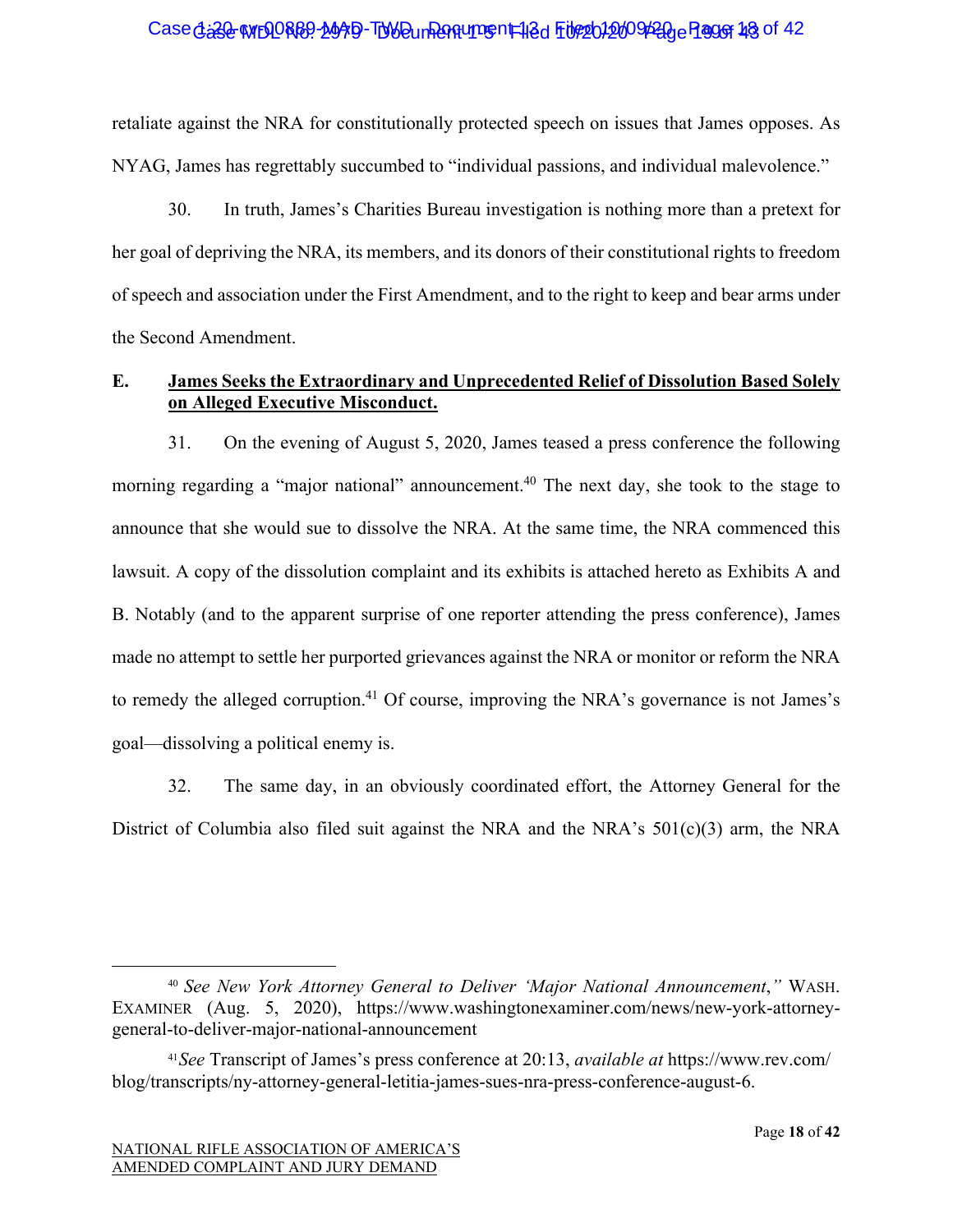retaliate against the NRA for constitutionally protected speech on issues that James opposes. As NYAG, James has regrettably succumbed to "individual passions, and individual malevolence."

30. In truth, James's Charities Bureau investigation is nothing more than a pretext for her goal of depriving the NRA, its members, and its donors of their constitutional rights to freedom of speech and association under the First Amendment, and to the right to keep and bear arms under the Second Amendment.

### E. James Seeks the Extraordinary and Unprecedented Relief of Dissolution Based Solely on Alleged Executive Misconduct.

31. On the evening of August 5, 2020, James teased a press conference the following morning regarding a "major national" announcement.[40] The next day, she took to the stage to announce that she would sue to dissolve the NRA. At the same time, the NRA commenced this lawsuit. A copy of the dissolution complaint and its exhibits is attached hereto as Exhibits A and B. Notably (and to the apparent surprise of one reporter attending the press conference), James made no attempt to settle her purported grievances against the NRA or monitor or reform the NRA to remedy the alleged corruption.[41] Of course, improving the NRA's governance is not James's goal—dissolving a political enemy is.

32. The same day, in an obviously coordinated effort, the Attorney General for the District of Columbia also filed suit against the NRA and the NRA's 501(c)(3) arm, the NRA

---

[40] *See New York Attorney General to Deliver 'Major National Announcement*,*"* WASH. EXAMINER (Aug. 5, 2020), https://www.washingtonexaminer.com/news/new-york-attorney-general-to-deliver-major-national-announcement

[41] *See* Transcript of James's press conference at 20:13, *available at* https://www.rev.com/blog/transcripts/ny-attorney-general-letitia-james-sues-nra-press-conference-august-6.

NATIONAL RIFLE ASSOCIATION OF AMERICA'S AMENDED COMPLAINT AND JURY DEMAND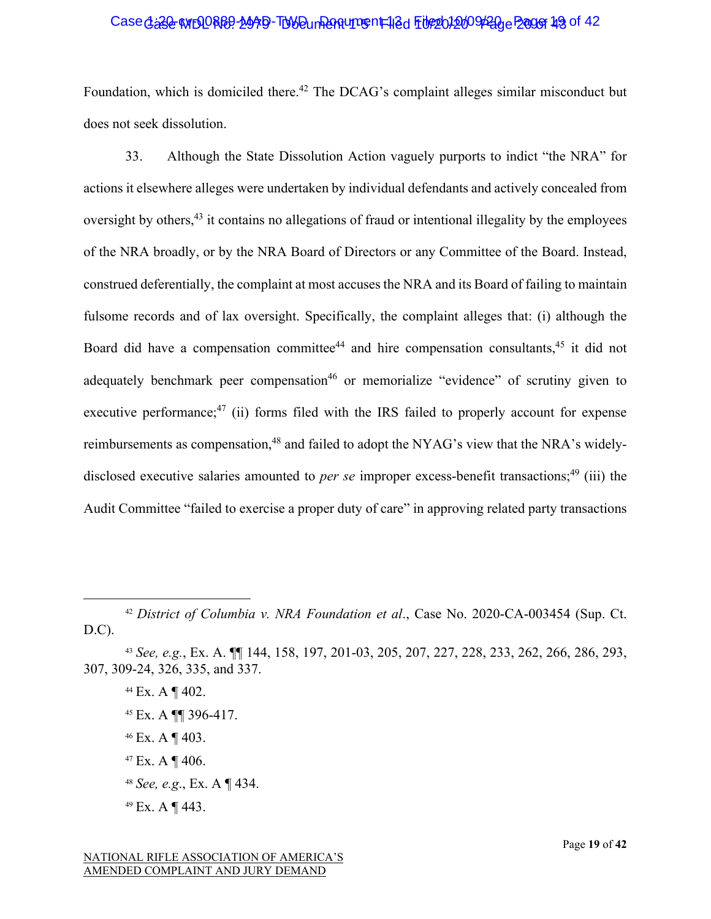Foundation, which is domiciled there.[42] The DCAG's complaint alleges similar misconduct but does not seek dissolution.

33. Although the State Dissolution Action vaguely purports to indict "the NRA" for actions it elsewhere alleges were undertaken by individual defendants and actively concealed from oversight by others,[43] it contains no allegations of fraud or intentional illegality by the employees of the NRA broadly, or by the NRA Board of Directors or any Committee of the Board. Instead, construed deferentially, the complaint at most accuses the NRA and its Board of failing to maintain fulsome records and of lax oversight. Specifically, the complaint alleges that: (i) although the Board did have a compensation committee[44] and hire compensation consultants,[45] it did not adequately benchmark peer compensation[46] or memorialize "evidence" of scrutiny given to executive performance;[47] (ii) forms filed with the IRS failed to properly account for expense reimbursements as compensation,[48] and failed to adopt the NYAG's view that the NRA's widely-disclosed executive salaries amounted to *per se* improper excess-benefit transactions;[49] (iii) the Audit Committee "failed to exercise a proper duty of care" in approving related party transactions

---

[42] *District of Columbia v. NRA Foundation et al*., Case No. 2020-CA-003454 (Sup. Ct. D.C).

[43] *See, e.g.*, Ex. A. ¶¶ 144, 158, 197, 201-03, 205, 207, 227, 228, 233, 262, 266, 286, 293, 307, 309-24, 326, 335, and 337.

[44] Ex. A ¶ 402.

[45] Ex. A ¶¶ 396-417.

[46] Ex. A ¶ 403.

[47] Ex. A ¶ 406.

[48] *See, e.g.*, Ex. A ¶ 434.

[49] Ex. A ¶ 443.

NATIONAL RIFLE ASSOCIATION OF AMERICA'S AMENDED COMPLAINT AND JURY DEMAND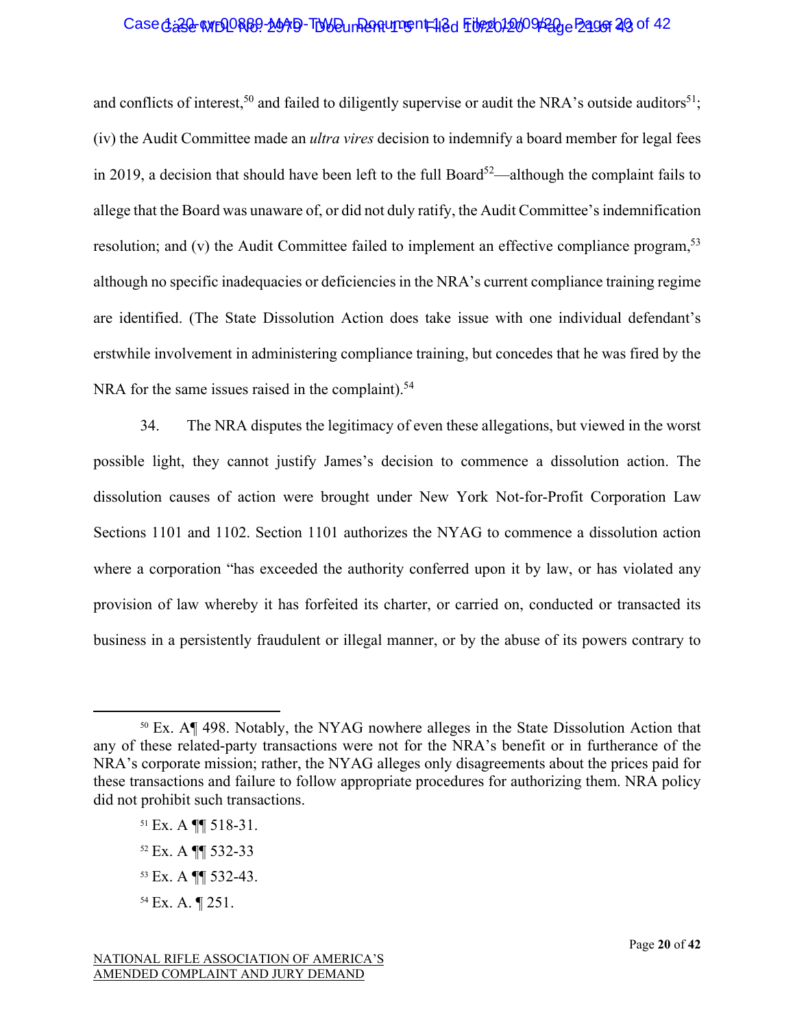and conflicts of interest,[50] and failed to diligently supervise or audit the NRA's outside auditors[51]; (iv) the Audit Committee made an *ultra vires* decision to indemnify a board member for legal fees in 2019, a decision that should have been left to the full Board[52]—although the complaint fails to allege that the Board was unaware of, or did not duly ratify, the Audit Committee's indemnification resolution; and (v) the Audit Committee failed to implement an effective compliance program,[53] although no specific inadequacies or deficiencies in the NRA's current compliance training regime are identified. (The State Dissolution Action does take issue with one individual defendant's erstwhile involvement in administering compliance training, but concedes that he was fired by the NRA for the same issues raised in the complaint).[54]

34. The NRA disputes the legitimacy of even these allegations, but viewed in the worst possible light, they cannot justify James's decision to commence a dissolution action. The dissolution causes of action were brought under New York Not-for-Profit Corporation Law Sections 1101 and 1102. Section 1101 authorizes the NYAG to commence a dissolution action where a corporation "has exceeded the authority conferred upon it by law, or has violated any provision of law whereby it has forfeited its charter, or carried on, conducted or transacted its business in a persistently fraudulent or illegal manner, or by the abuse of its powers contrary to

---

[50] Ex. A¶ 498. Notably, the NYAG nowhere alleges in the State Dissolution Action that any of these related-party transactions were not for the NRA's benefit or in furtherance of the NRA's corporate mission; rather, the NYAG alleges only disagreements about the prices paid for these transactions and failure to follow appropriate procedures for authorizing them. NRA policy did not prohibit such transactions.

[51] Ex. A ¶¶ 518-31.

[52] Ex. A ¶¶ 532-33

[53] Ex. A ¶¶ 532-43.

[54] Ex. A. ¶ 251.

NATIONAL RIFLE ASSOCIATION OF AMERICA'S
AMENDED COMPLAINT AND JURY DEMAND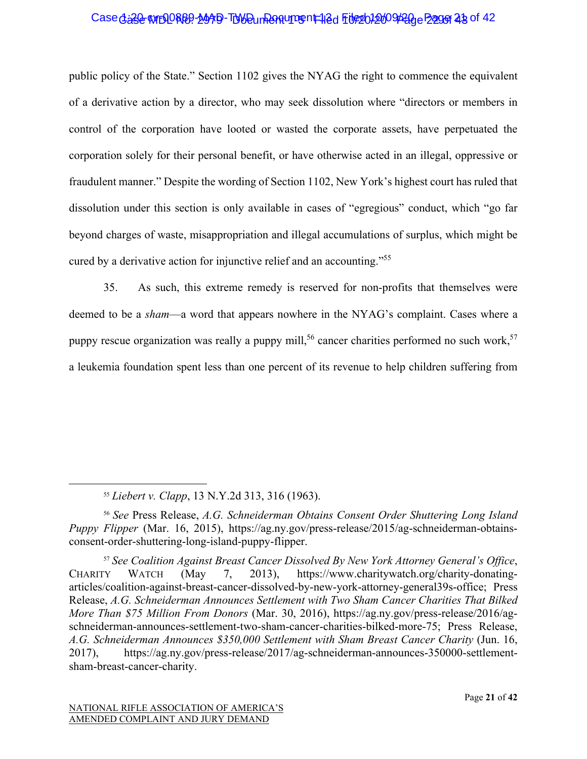public policy of the State." Section 1102 gives the NYAG the right to commence the equivalent of a derivative action by a director, who may seek dissolution where "directors or members in control of the corporation have looted or wasted the corporate assets, have perpetuated the corporation solely for their personal benefit, or have otherwise acted in an illegal, oppressive or fraudulent manner." Despite the wording of Section 1102, New York's highest court has ruled that dissolution under this section is only available in cases of "egregious" conduct, which "go far beyond charges of waste, misappropriation and illegal accumulations of surplus, which might be cured by a derivative action for injunctive relief and an accounting."[55]

35. As such, this extreme remedy is reserved for non-profits that themselves were deemed to be a *sham*—a word that appears nowhere in the NYAG's complaint. Cases where a puppy rescue organization was really a puppy mill,[56] cancer charities performed no such work,[57] a leukemia foundation spent less than one percent of its revenue to help children suffering from

---

[55] *Liebert v. Clapp*, 13 N.Y.2d 313, 316 (1963).

[56] *See* Press Release, *A.G. Schneiderman Obtains Consent Order Shuttering Long Island Puppy Flipper* (Mar. 16, 2015), https://ag.ny.gov/press-release/2015/ag-schneiderman-obtains-consent-order-shuttering-long-island-puppy-flipper.

[57] *See Coalition Against Breast Cancer Dissolved By New York Attorney General's Office*, CHARITY WATCH (May 7, 2013), https://www.charitywatch.org/charity-donating-articles/coalition-against-breast-cancer-dissolved-by-new-york-attorney-general39s-office; Press Release, *A.G. Schneiderman Announces Settlement with Two Sham Cancer Charities That Bilked More Than $75 Million From Donors* (Mar. 30, 2016), https://ag.ny.gov/press-release/2016/ag-schneiderman-announces-settlement-two-sham-cancer-charities-bilked-more-75; Press Release, *A.G. Schneiderman Announces $350,000 Settlement with Sham Breast Cancer Charity* (Jun. 16, 2017), https://ag.ny.gov/press-release/2017/ag-schneiderman-announces-350000-settlement-sham-breast-cancer-charity.

NATIONAL RIFLE ASSOCIATION OF AMERICA'S AMENDED COMPLAINT AND JURY DEMAND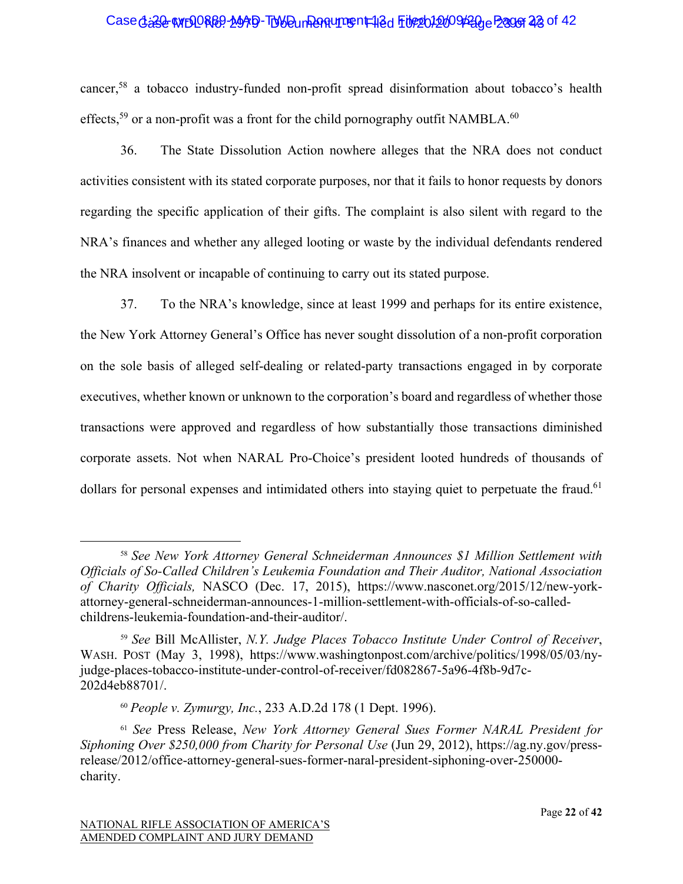cancer,[58] a tobacco industry-funded non-profit spread disinformation about tobacco's health effects,[59] or a non-profit was a front for the child pornography outfit NAMBLA.[60]

36. The State Dissolution Action nowhere alleges that the NRA does not conduct activities consistent with its stated corporate purposes, nor that it fails to honor requests by donors regarding the specific application of their gifts. The complaint is also silent with regard to the NRA's finances and whether any alleged looting or waste by the individual defendants rendered the NRA insolvent or incapable of continuing to carry out its stated purpose.

37. To the NRA's knowledge, since at least 1999 and perhaps for its entire existence, the New York Attorney General's Office has never sought dissolution of a non-profit corporation on the sole basis of alleged self-dealing or related-party transactions engaged in by corporate executives, whether known or unknown to the corporation's board and regardless of whether those transactions were approved and regardless of how substantially those transactions diminished corporate assets. Not when NARAL Pro-Choice's president looted hundreds of thousands of dollars for personal expenses and intimidated others into staying quiet to perpetuate the fraud.[61]

---

[58] *See New York Attorney General Schneiderman Announces $1 Million Settlement with Officials of So-Called Children's Leukemia Foundation and Their Auditor, National Association of Charity Officials,* NASCO (Dec. 17, 2015), https://www.nasconet.org/2015/12/new-york-attorney-general-schneiderman-announces-1-million-settlement-with-officials-of-so-called-childrens-leukemia-foundation-and-their-auditor/.

[59] *See* Bill McAllister, *N.Y. Judge Places Tobacco Institute Under Control of Receiver*, WASH. POST (May 3, 1998), https://www.washingtonpost.com/archive/politics/1998/05/03/ny-judge-places-tobacco-institute-under-control-of-receiver/fd082867-5a96-4f8b-9d7c-202d4eb88701/.

[60] *People v. Zymurgy, Inc.*, 233 A.D.2d 178 (1 Dept. 1996).

[61] *See* Press Release, *New York Attorney General Sues Former NARAL President for Siphoning Over $250,000 from Charity for Personal Use* (Jun 29, 2012), https://ag.ny.gov/press-release/2012/office-attorney-general-sues-former-naral-president-siphoning-over-250000-charity.

NATIONAL RIFLE ASSOCIATION OF AMERICA'S AMENDED COMPLAINT AND JURY DEMAND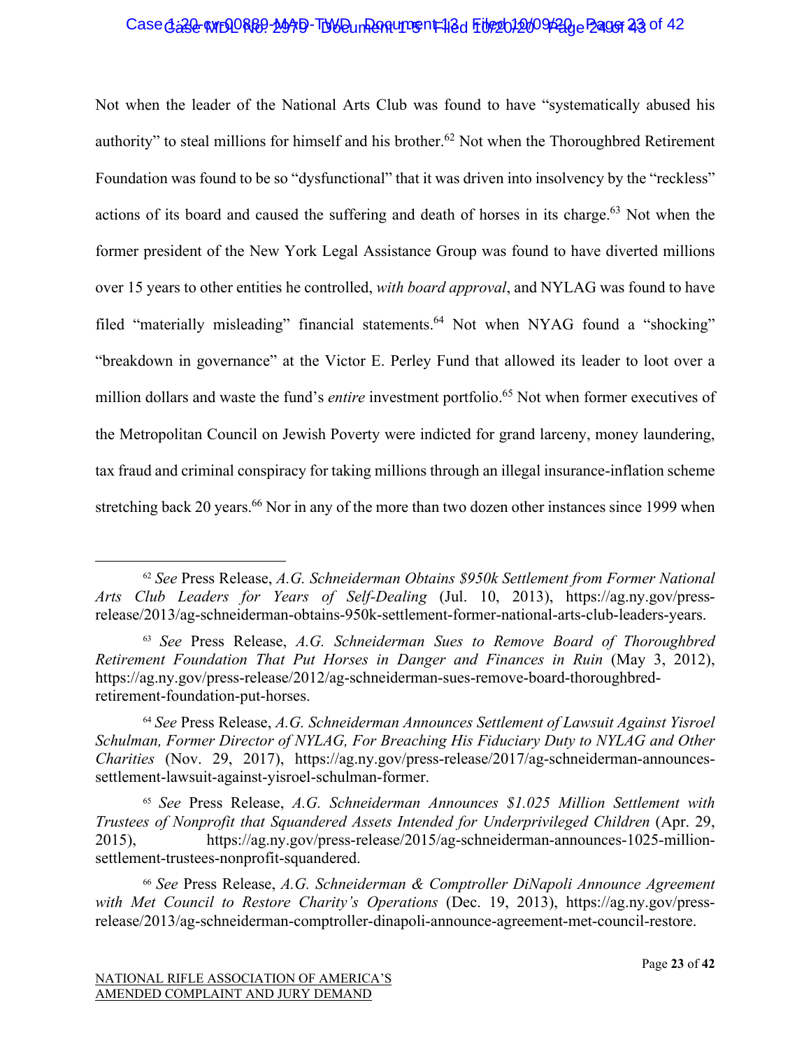Not when the leader of the National Arts Club was found to have "systematically abused his authority" to steal millions for himself and his brother.[62] Not when the Thoroughbred Retirement Foundation was found to be so "dysfunctional" that it was driven into insolvency by the "reckless" actions of its board and caused the suffering and death of horses in its charge.[63] Not when the former president of the New York Legal Assistance Group was found to have diverted millions over 15 years to other entities he controlled, *with board approval*, and NYLAG was found to have filed "materially misleading" financial statements.[64] Not when NYAG found a "shocking" "breakdown in governance" at the Victor E. Perley Fund that allowed its leader to loot over a million dollars and waste the fund's *entire* investment portfolio.[65] Not when former executives of the Metropolitan Council on Jewish Poverty were indicted for grand larceny, money laundering, tax fraud and criminal conspiracy for taking millions through an illegal insurance-inflation scheme stretching back 20 years.[66] Nor in any of the more than two dozen other instances since 1999 when

---

[62] *See* Press Release, *A.G. Schneiderman Obtains $950k Settlement from Former National Arts Club Leaders for Years of Self-Dealing* (Jul. 10, 2013), https://ag.ny.gov/press-release/2013/ag-schneiderman-obtains-950k-settlement-former-national-arts-club-leaders-years.

[63] *See* Press Release, *A.G. Schneiderman Sues to Remove Board of Thoroughbred Retirement Foundation That Put Horses in Danger and Finances in Ruin* (May 3, 2012), https://ag.ny.gov/press-release/2012/ag-schneiderman-sues-remove-board-thoroughbred-retirement-foundation-put-horses.

[64] *See* Press Release, *A.G. Schneiderman Announces Settlement of Lawsuit Against Yisroel Schulman, Former Director of NYLAG, For Breaching His Fiduciary Duty to NYLAG and Other Charities* (Nov. 29, 2017), https://ag.ny.gov/press-release/2017/ag-schneiderman-announces-settlement-lawsuit-against-yisroel-schulman-former.

[65] *See* Press Release, *A.G. Schneiderman Announces $1.025 Million Settlement with Trustees of Nonprofit that Squandered Assets Intended for Underprivileged Children* (Apr. 29, 2015), https://ag.ny.gov/press-release/2015/ag-schneiderman-announces-1025-million-settlement-trustees-nonprofit-squandered.

[66] *See* Press Release, *A.G. Schneiderman & Comptroller DiNapoli Announce Agreement with Met Council to Restore Charity's Operations* (Dec. 19, 2013), https://ag.ny.gov/press-release/2013/ag-schneiderman-comptroller-dinapoli-announce-agreement-met-council-restore.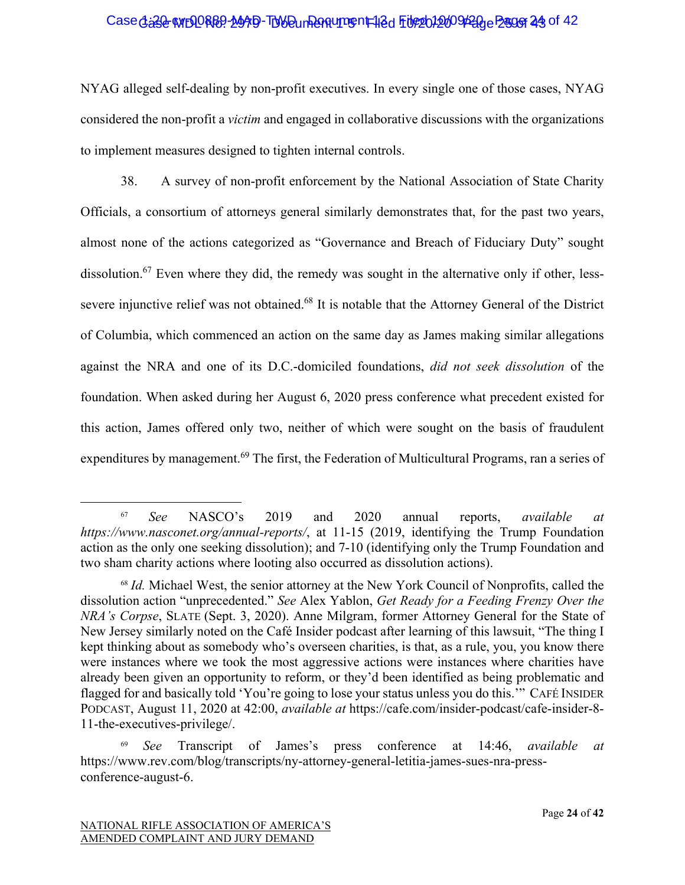NYAG alleged self-dealing by non-profit executives. In every single one of those cases, NYAG considered the non-profit a *victim* and engaged in collaborative discussions with the organizations to implement measures designed to tighten internal controls.

38. A survey of non-profit enforcement by the National Association of State Charity Officials, a consortium of attorneys general similarly demonstrates that, for the past two years, almost none of the actions categorized as "Governance and Breach of Fiduciary Duty" sought dissolution.[67] Even where they did, the remedy was sought in the alternative only if other, less-severe injunctive relief was not obtained.[68] It is notable that the Attorney General of the District of Columbia, which commenced an action on the same day as James making similar allegations against the NRA and one of its D.C.-domiciled foundations, *did not seek dissolution* of the foundation. When asked during her August 6, 2020 press conference what precedent existed for this action, James offered only two, neither of which were sought on the basis of fraudulent expenditures by management.[69] The first, the Federation of Multicultural Programs, ran a series of

---

[67] *See* NASCO's 2019 and 2020 annual reports, *available at https://www.nasconet.org/annual-reports/*, at 11-15 (2019, identifying the Trump Foundation action as the only one seeking dissolution); and 7-10 (identifying only the Trump Foundation and two sham charity actions where looting also occurred as dissolution actions).

[68] *Id.* Michael West, the senior attorney at the New York Council of Nonprofits, called the dissolution action "unprecedented." *See* Alex Yablon, *Get Ready for a Feeding Frenzy Over the NRA's Corpse*, SLATE (Sept. 3, 2020). Anne Milgram, former Attorney General for the State of New Jersey similarly noted on the Café Insider podcast after learning of this lawsuit, "The thing I kept thinking about as somebody who's overseen charities, is that, as a rule, you, you know there were instances where we took the most aggressive actions were instances where charities have already been given an opportunity to reform, or they'd been identified as being problematic and flagged for and basically told 'You're going to lose your status unless you do this.'" CAFÉ INSIDER PODCAST, August 11, 2020 at 42:00, *available at* https://cafe.com/insider-podcast/cafe-insider-8-11-the-executives-privilege/.

[69] *See* Transcript of James's press conference at 14:46, *available at* https://www.rev.com/blog/transcripts/ny-attorney-general-letitia-james-sues-nra-press-conference-august-6.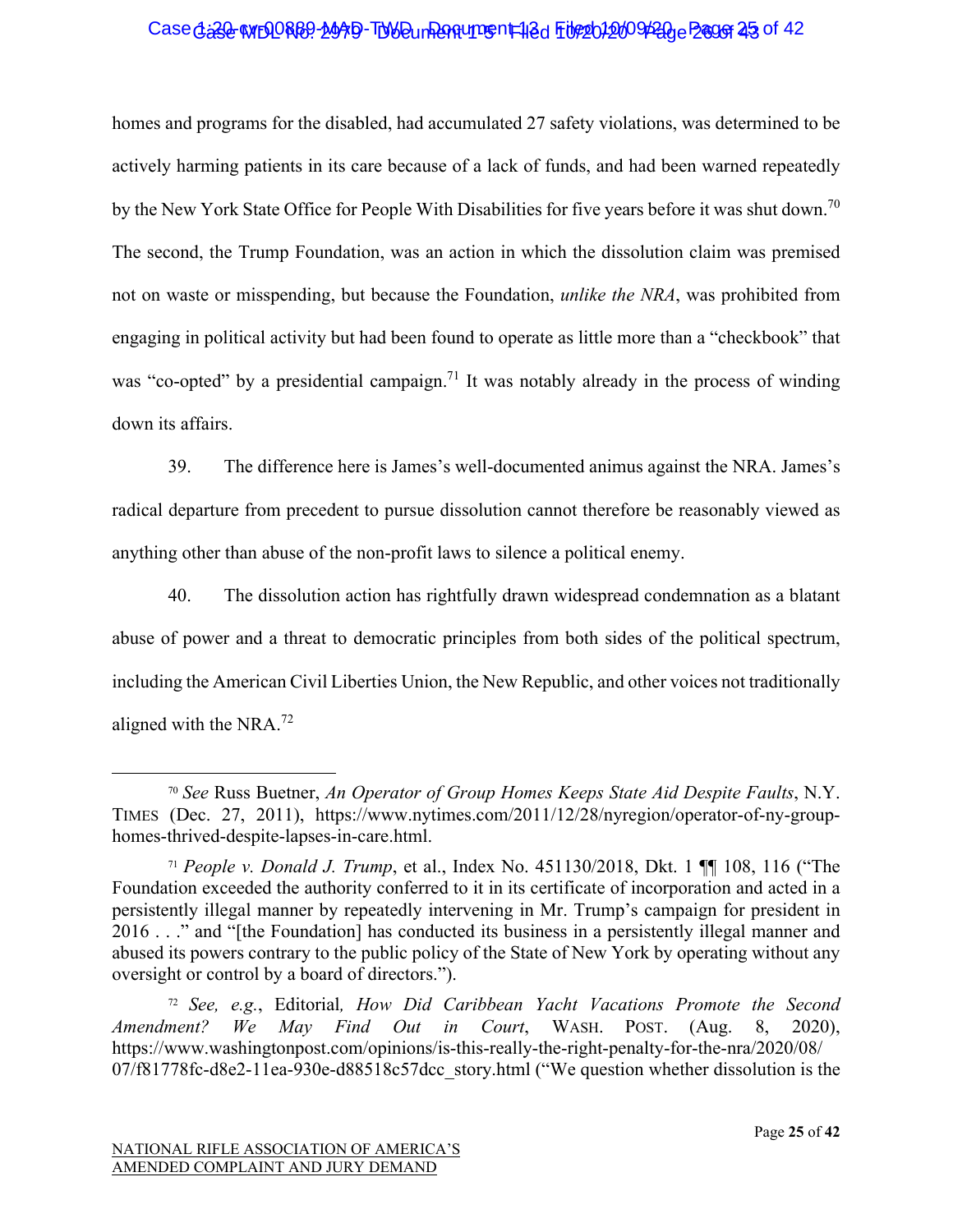homes and programs for the disabled, had accumulated 27 safety violations, was determined to be actively harming patients in its care because of a lack of funds, and had been warned repeatedly by the New York State Office for People With Disabilities for five years before it was shut down.[70] The second, the Trump Foundation, was an action in which the dissolution claim was premised not on waste or misspending, but because the Foundation, *unlike the NRA*, was prohibited from engaging in political activity but had been found to operate as little more than a "checkbook" that was "co-opted" by a presidential campaign.[71] It was notably already in the process of winding down its affairs.

39. The difference here is James's well-documented animus against the NRA. James's radical departure from precedent to pursue dissolution cannot therefore be reasonably viewed as anything other than abuse of the non-profit laws to silence a political enemy.

40. The dissolution action has rightfully drawn widespread condemnation as a blatant abuse of power and a threat to democratic principles from both sides of the political spectrum, including the American Civil Liberties Union, the New Republic, and other voices not traditionally aligned with the NRA.[72]

---

[70] *See* Russ Buetner, *An Operator of Group Homes Keeps State Aid Despite Faults*, N.Y. TIMES (Dec. 27, 2011), https://www.nytimes.com/2011/12/28/nyregion/operator-of-ny-group-homes-thrived-despite-lapses-in-care.html.

[71] *People v. Donald J. Trump*, et al., Index No. 451130/2018, Dkt. 1 ¶¶ 108, 116 ("The Foundation exceeded the authority conferred to it in its certificate of incorporation and acted in a persistently illegal manner by repeatedly intervening in Mr. Trump's campaign for president in 2016 . . ." and "[the Foundation] has conducted its business in a persistently illegal manner and abused its powers contrary to the public policy of the State of New York by operating without any oversight or control by a board of directors.").

[72] *See, e.g.*, Editorial*, How Did Caribbean Yacht Vacations Promote the Second Amendment? We May Find Out in Court*, WASH. POST. (Aug. 8, 2020), https://www.washingtonpost.com/opinions/is-this-really-the-right-penalty-for-the-nra/2020/08/07/f81778fc-d8e2-11ea-930e-d88518c57dcc_story.html ("We question whether dissolution is the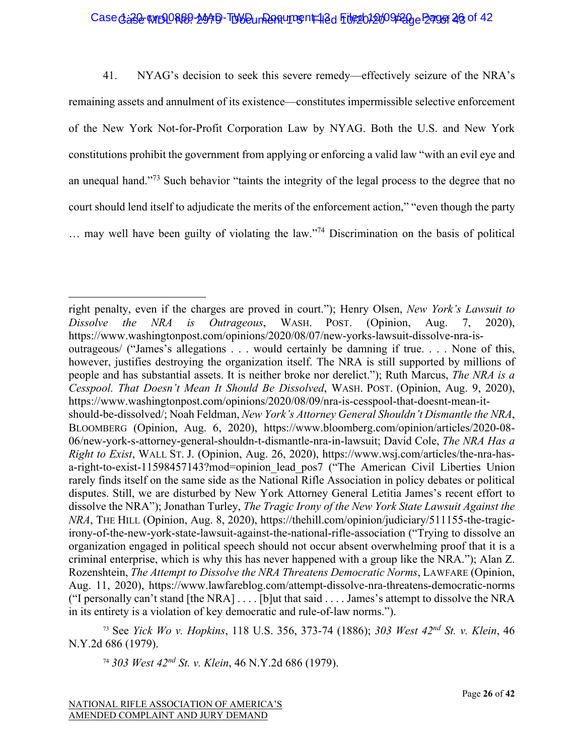41. NYAG's decision to seek this severe remedy—effectively seizure of the NRA's remaining assets and annulment of its existence—constitutes impermissible selective enforcement of the New York Not-for-Profit Corporation Law by NYAG. Both the U.S. and New York constitutions prohibit the government from applying or enforcing a valid law "with an evil eye and an unequal hand."[73] Such behavior "taints the integrity of the legal process to the degree that no court should lend itself to adjudicate the merits of the enforcement action," "even though the party … may well have been guilty of violating the law."[74] Discrimination on the basis of political

---

right penalty, even if the charges are proved in court."); Henry Olsen, *New York's Lawsuit to Dissolve the NRA is Outrageous*, WASH. POST. (Opinion, Aug. 7, 2020), https://www.washingtonpost.com/opinions/2020/08/07/new-yorks-lawsuit-dissolve-nra-is-outrageous/ ("James's allegations . . . would certainly be damning if true. . . . None of this, however, justifies destroying the organization itself. The NRA is still supported by millions of people and has substantial assets. It is neither broke nor derelict."); Ruth Marcus, *The NRA is a Cesspool. That Doesn't Mean It Should Be Dissolved*, WASH. POST. (Opinion, Aug. 9, 2020), https://www.washingtonpost.com/opinions/2020/08/09/nra-is-cesspool-that-doesnt-mean-it-should-be-dissolved/; Noah Feldman, *New York's Attorney General Shouldn't Dismantle the NRA*, BLOOMBERG (Opinion, Aug. 6, 2020), https://www.bloomberg.com/opinion/articles/2020-08-06/new-york-s-attorney-general-shouldn-t-dismantle-nra-in-lawsuit; David Cole, *The NRA Has a Right to Exist*, WALL ST. J. (Opinion, Aug. 26, 2020), https://www.wsj.com/articles/the-nra-has-a-right-to-exist-11598457143?mod=opinion_lead_pos7 ("The American Civil Liberties Union rarely finds itself on the same side as the National Rifle Association in policy debates or political disputes. Still, we are disturbed by New York Attorney General Letitia James's recent effort to dissolve the NRA"); Jonathan Turley, *The Tragic Irony of the New York State Lawsuit Against the NRA*, THE HILL (Opinion, Aug. 8, 2020), https://thehill.com/opinion/judiciary/511155-the-tragic-irony-of-the-new-york-state-lawsuit-against-the-national-rifle-association ("Trying to dissolve an organization engaged in political speech should not occur absent overwhelming proof that it is a criminal enterprise, which is why this has never happened with a group like the NRA."); Alan Z. Rozenshtein, *The Attempt to Dissolve the NRA Threatens Democratic Norms*, LAWFARE (Opinion, Aug. 11, 2020), https://www.lawfareblog.com/attempt-dissolve-nra-threatens-democratic-norms ("I personally can't stand [the NRA] . . . . [b]ut that said . . . . James's attempt to dissolve the NRA in its entirety is a violation of key democratic and rule-of-law norms.").

[73] See *Yick Wo v. Hopkins*, 118 U.S. 356, 373-74 (1886); *303 West 42nd St. v. Klein*, 46 N.Y.2d 686 (1979).

[74] *303 West 42nd St. v. Klein*, 46 N.Y.2d 686 (1979).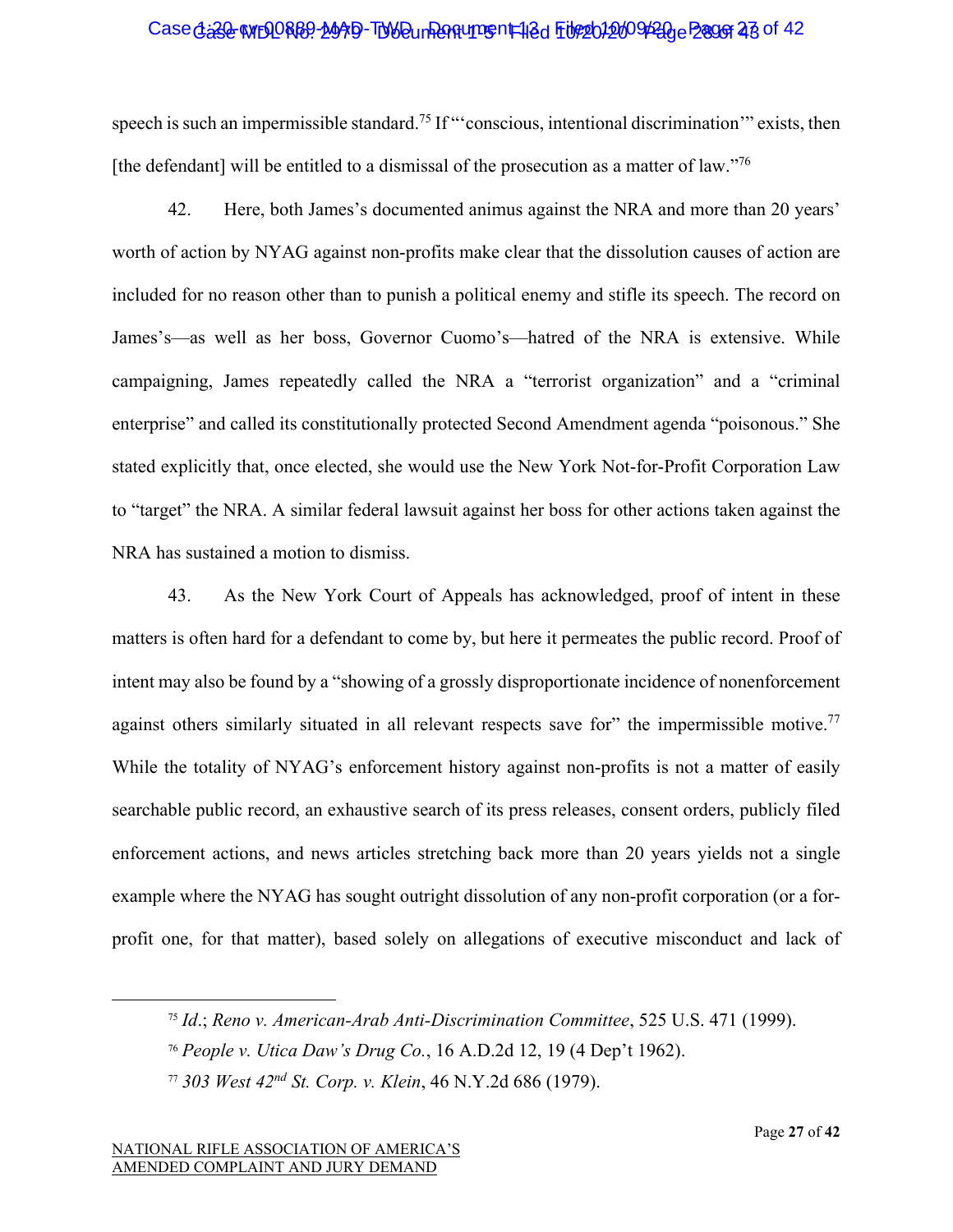speech is such an impermissible standard.[75] If "'conscious, intentional discrimination'" exists, then [the defendant] will be entitled to a dismissal of the prosecution as a matter of law."[76]

42. Here, both James's documented animus against the NRA and more than 20 years' worth of action by NYAG against non-profits make clear that the dissolution causes of action are included for no reason other than to punish a political enemy and stifle its speech. The record on James's—as well as her boss, Governor Cuomo's—hatred of the NRA is extensive. While campaigning, James repeatedly called the NRA a "terrorist organization" and a "criminal enterprise" and called its constitutionally protected Second Amendment agenda "poisonous." She stated explicitly that, once elected, she would use the New York Not-for-Profit Corporation Law to "target" the NRA. A similar federal lawsuit against her boss for other actions taken against the NRA has sustained a motion to dismiss.

43. As the New York Court of Appeals has acknowledged, proof of intent in these matters is often hard for a defendant to come by, but here it permeates the public record. Proof of intent may also be found by a "showing of a grossly disproportionate incidence of nonenforcement against others similarly situated in all relevant respects save for" the impermissible motive.[77] While the totality of NYAG's enforcement history against non-profits is not a matter of easily searchable public record, an exhaustive search of its press releases, consent orders, publicly filed enforcement actions, and news articles stretching back more than 20 years yields not a single example where the NYAG has sought outright dissolution of any non-profit corporation (or a for-profit one, for that matter), based solely on allegations of executive misconduct and lack of

---

[75] *Id.*; *Reno v. American-Arab Anti-Discrimination Committee*, 525 U.S. 471 (1999).

[76] *People v. Utica Daw's Drug Co.*, 16 A.D.2d 12, 19 (4 Dep't 1962).

[77] *303 West 42nd St. Corp. v. Klein*, 46 N.Y.2d 686 (1979).

NATIONAL RIFLE ASSOCIATION OF AMERICA'S AMENDED COMPLAINT AND JURY DEMAND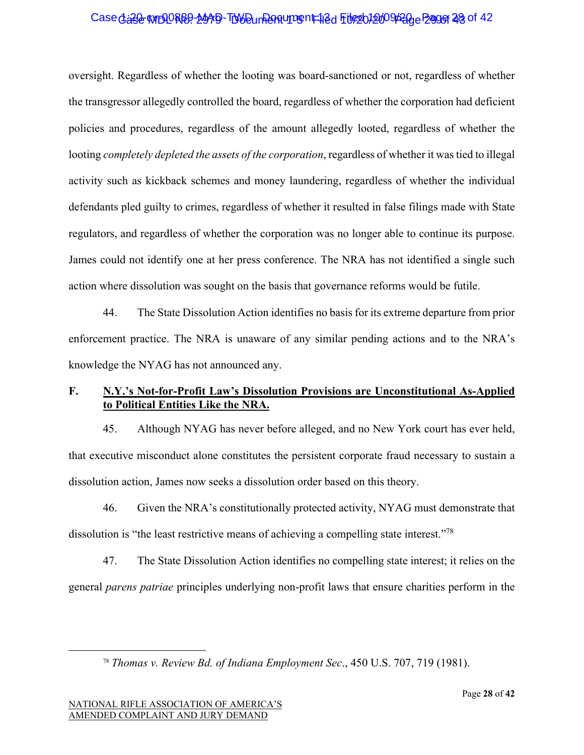oversight. Regardless of whether the looting was board-sanctioned or not, regardless of whether the transgressor allegedly controlled the board, regardless of whether the corporation had deficient policies and procedures, regardless of the amount allegedly looted, regardless of whether the looting *completely depleted the assets of the corporation*, regardless of whether it was tied to illegal activity such as kickback schemes and money laundering, regardless of whether the individual defendants pled guilty to crimes, regardless of whether it resulted in false filings made with State regulators, and regardless of whether the corporation was no longer able to continue its purpose. James could not identify one at her press conference. The NRA has not identified a single such action where dissolution was sought on the basis that governance reforms would be futile.

44. The State Dissolution Action identifies no basis for its extreme departure from prior enforcement practice. The NRA is unaware of any similar pending actions and to the NRA's knowledge the NYAG has not announced any.

## F. N.Y.'s Not-for-Profit Law's Dissolution Provisions are Unconstitutional As-Applied to Political Entities Like the NRA.

45. Although NYAG has never before alleged, and no New York court has ever held, that executive misconduct alone constitutes the persistent corporate fraud necessary to sustain a dissolution action, James now seeks a dissolution order based on this theory.

46. Given the NRA's constitutionally protected activity, NYAG must demonstrate that dissolution is "the least restrictive means of achieving a compelling state interest."[78]

47. The State Dissolution Action identifies no compelling state interest; it relies on the general *parens patriae* principles underlying non-profit laws that ensure charities perform in the

---

[78] *Thomas v. Review Bd. of Indiana Employment Sec*., 450 U.S. 707, 719 (1981).

NATIONAL RIFLE ASSOCIATION OF AMERICA'S AMENDED COMPLAINT AND JURY DEMAND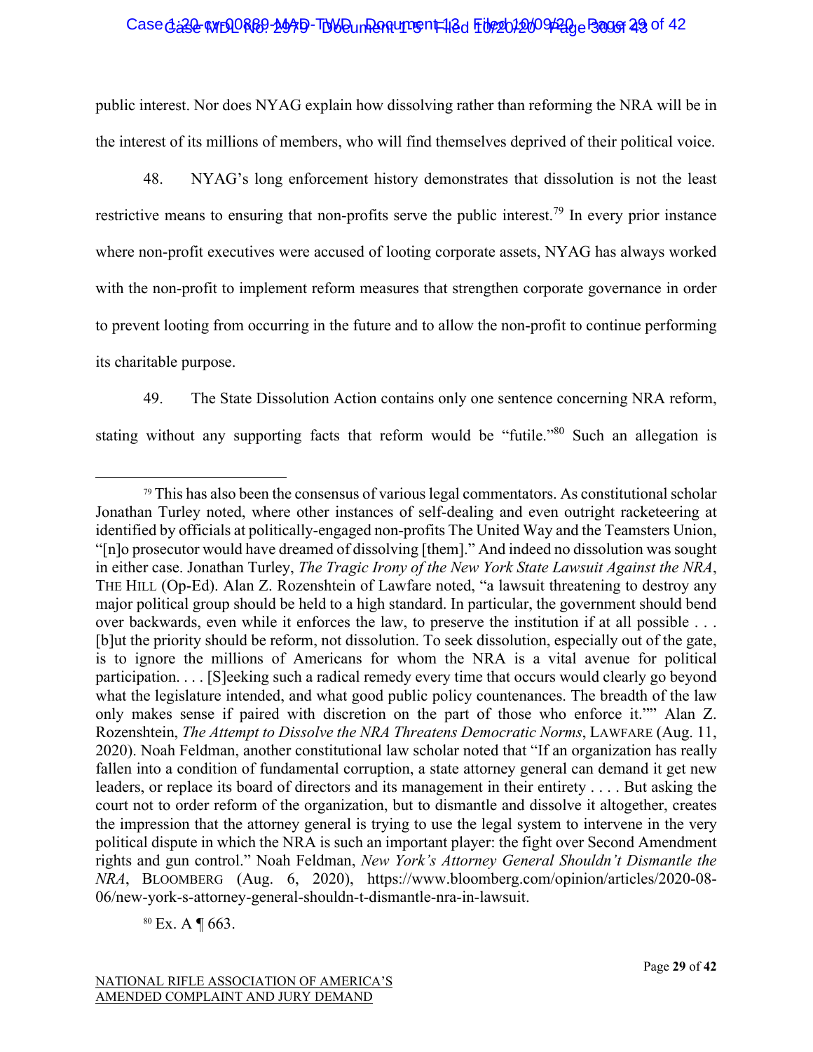public interest. Nor does NYAG explain how dissolving rather than reforming the NRA will be in the interest of its millions of members, who will find themselves deprived of their political voice.

48. NYAG's long enforcement history demonstrates that dissolution is not the least restrictive means to ensuring that non-profits serve the public interest.[79] In every prior instance where non-profit executives were accused of looting corporate assets, NYAG has always worked with the non-profit to implement reform measures that strengthen corporate governance in order to prevent looting from occurring in the future and to allow the non-profit to continue performing its charitable purpose.

49. The State Dissolution Action contains only one sentence concerning NRA reform, stating without any supporting facts that reform would be "futile."[80] Such an allegation is

---

[79] This has also been the consensus of various legal commentators. As constitutional scholar Jonathan Turley noted, where other instances of self-dealing and even outright racketeering at identified by officials at politically-engaged non-profits The United Way and the Teamsters Union, "[n]o prosecutor would have dreamed of dissolving [them]." And indeed no dissolution was sought in either case. Jonathan Turley, *The Tragic Irony of the New York State Lawsuit Against the NRA*, THE HILL (Op-Ed). Alan Z. Rozenshtein of Lawfare noted, "a lawsuit threatening to destroy any major political group should be held to a high standard. In particular, the government should bend over backwards, even while it enforces the law, to preserve the institution if at all possible . . . [b]ut the priority should be reform, not dissolution. To seek dissolution, especially out of the gate, is to ignore the millions of Americans for whom the NRA is a vital avenue for political participation. . . . [S]eeking such a radical remedy every time that occurs would clearly go beyond what the legislature intended, and what good public policy countenances. The breadth of the law only makes sense if paired with discretion on the part of those who enforce it."" Alan Z. Rozenshtein, *The Attempt to Dissolve the NRA Threatens Democratic Norms*, LAWFARE (Aug. 11, 2020). Noah Feldman, another constitutional law scholar noted that "If an organization has really fallen into a condition of fundamental corruption, a state attorney general can demand it get new leaders, or replace its board of directors and its management in their entirety . . . . But asking the court not to order reform of the organization, but to dismantle and dissolve it altogether, creates the impression that the attorney general is trying to use the legal system to intervene in the very political dispute in which the NRA is such an important player: the fight over Second Amendment rights and gun control." Noah Feldman, *New York's Attorney General Shouldn't Dismantle the NRA*, BLOOMBERG (Aug. 6, 2020), https://www.bloomberg.com/opinion/articles/2020-08-06/new-york-s-attorney-general-shouldn-t-dismantle-nra-in-lawsuit.

[80] Ex. A ¶ 663.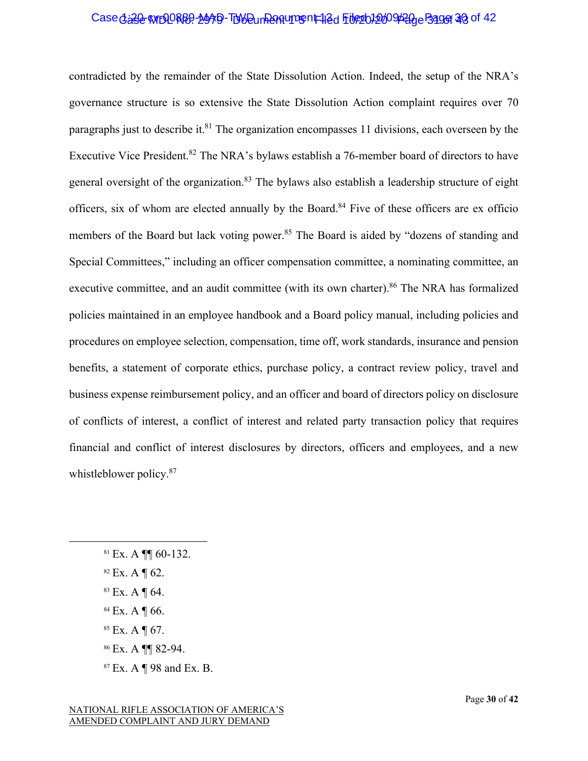contradicted by the remainder of the State Dissolution Action. Indeed, the setup of the NRA's governance structure is so extensive the State Dissolution Action complaint requires over 70 paragraphs just to describe it.[81] The organization encompasses 11 divisions, each overseen by the Executive Vice President.[82] The NRA's bylaws establish a 76-member board of directors to have general oversight of the organization.[83] The bylaws also establish a leadership structure of eight officers, six of whom are elected annually by the Board.[84] Five of these officers are ex officio members of the Board but lack voting power.[85] The Board is aided by "dozens of standing and Special Committees," including an officer compensation committee, a nominating committee, an executive committee, and an audit committee (with its own charter).[86] The NRA has formalized policies maintained in an employee handbook and a Board policy manual, including policies and procedures on employee selection, compensation, time off, work standards, insurance and pension benefits, a statement of corporate ethics, purchase policy, a contract review policy, travel and business expense reimbursement policy, and an officer and board of directors policy on disclosure of conflicts of interest, a conflict of interest and related party transaction policy that requires financial and conflict of interest disclosures by directors, officers and employees, and a new whistleblower policy.[87]

---

[81] Ex. A ¶¶ 60-132.

[82] Ex. A ¶ 62.

[83] Ex. A ¶ 64.

[84] Ex. A ¶ 66.

[85] Ex. A ¶ 67.

[86] Ex. A ¶¶ 82-94.

[87] Ex. A ¶ 98 and Ex. B.

NATIONAL RIFLE ASSOCIATION OF AMERICA'S
AMENDED COMPLAINT AND JURY DEMAND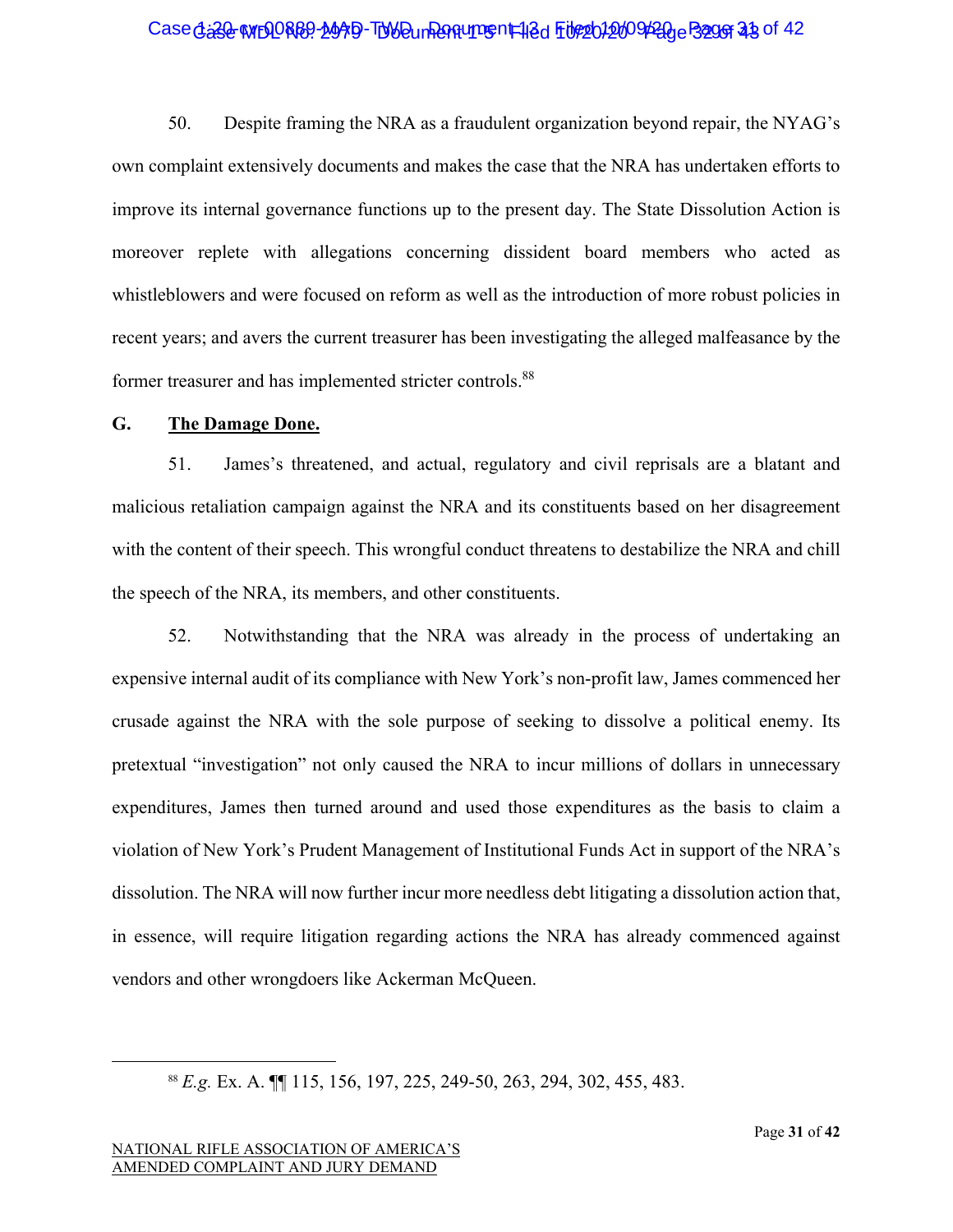50. Despite framing the NRA as a fraudulent organization beyond repair, the NYAG's own complaint extensively documents and makes the case that the NRA has undertaken efforts to improve its internal governance functions up to the present day. The State Dissolution Action is moreover replete with allegations concerning dissident board members who acted as whistleblowers and were focused on reform as well as the introduction of more robust policies in recent years; and avers the current treasurer has been investigating the alleged malfeasance by the former treasurer and has implemented stricter controls.[88]

### G. The Damage Done.

51. James's threatened, and actual, regulatory and civil reprisals are a blatant and malicious retaliation campaign against the NRA and its constituents based on her disagreement with the content of their speech. This wrongful conduct threatens to destabilize the NRA and chill the speech of the NRA, its members, and other constituents.

52. Notwithstanding that the NRA was already in the process of undertaking an expensive internal audit of its compliance with New York's non-profit law, James commenced her crusade against the NRA with the sole purpose of seeking to dissolve a political enemy. Its pretextual "investigation" not only caused the NRA to incur millions of dollars in unnecessary expenditures, James then turned around and used those expenditures as the basis to claim a violation of New York's Prudent Management of Institutional Funds Act in support of the NRA's dissolution. The NRA will now further incur more needless debt litigating a dissolution action that, in essence, will require litigation regarding actions the NRA has already commenced against vendors and other wrongdoers like Ackerman McQueen.

[88] *E.g.* Ex. A. ¶¶ 115, 156, 197, 225, 249-50, 263, 294, 302, 455, 483.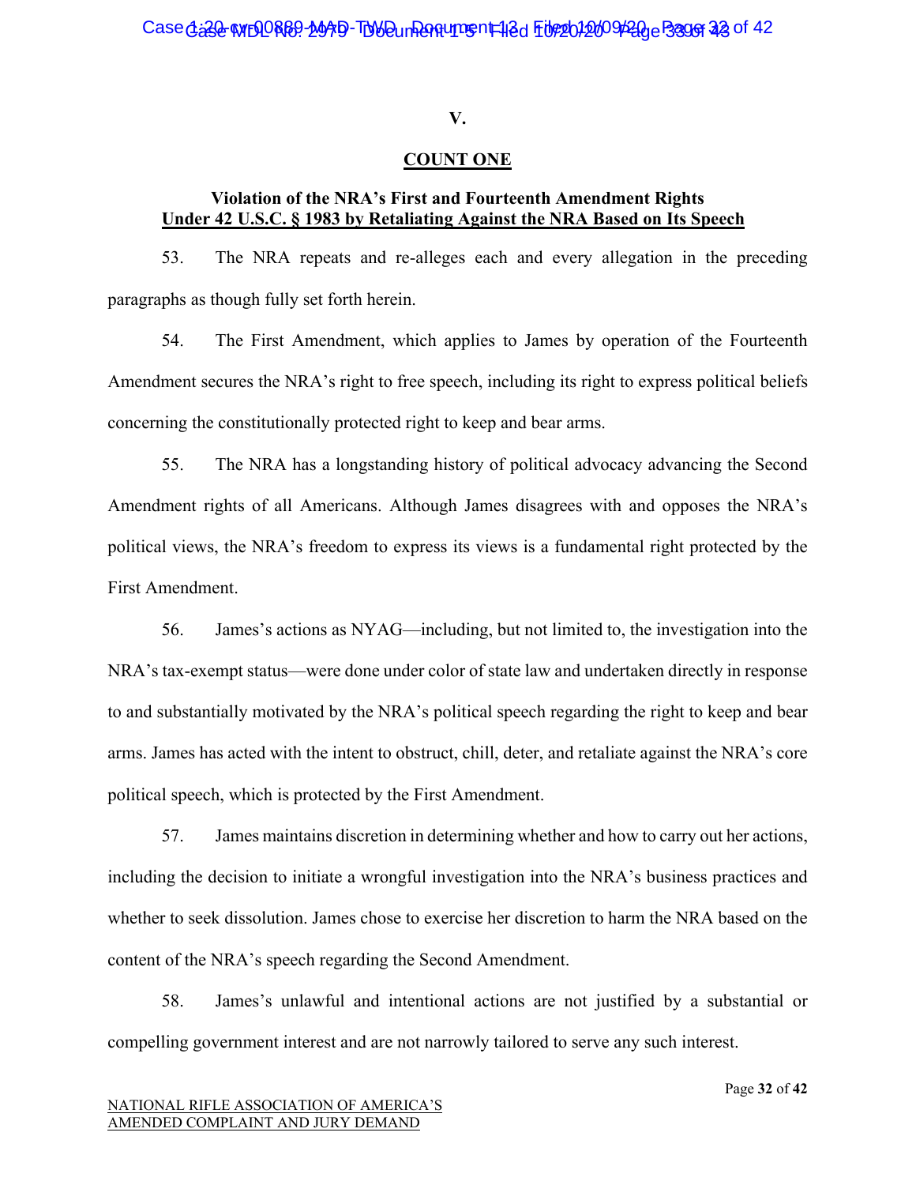## V.

## COUNT ONE

**Violation of the NRA's First and Fourteenth Amendment Rights**
**Under 42 U.S.C. § 1983 by Retaliating Against the NRA Based on Its Speech**

53. The NRA repeats and re-alleges each and every allegation in the preceding paragraphs as though fully set forth herein.

54. The First Amendment, which applies to James by operation of the Fourteenth Amendment secures the NRA's right to free speech, including its right to express political beliefs concerning the constitutionally protected right to keep and bear arms.

55. The NRA has a longstanding history of political advocacy advancing the Second Amendment rights of all Americans. Although James disagrees with and opposes the NRA's political views, the NRA's freedom to express its views is a fundamental right protected by the First Amendment.

56. James's actions as NYAG—including, but not limited to, the investigation into the NRA's tax-exempt status—were done under color of state law and undertaken directly in response to and substantially motivated by the NRA's political speech regarding the right to keep and bear arms. James has acted with the intent to obstruct, chill, deter, and retaliate against the NRA's core political speech, which is protected by the First Amendment.

57. James maintains discretion in determining whether and how to carry out her actions, including the decision to initiate a wrongful investigation into the NRA's business practices and whether to seek dissolution. James chose to exercise her discretion to harm the NRA based on the content of the NRA's speech regarding the Second Amendment.

58. James's unlawful and intentional actions are not justified by a substantial or compelling government interest and are not narrowly tailored to serve any such interest.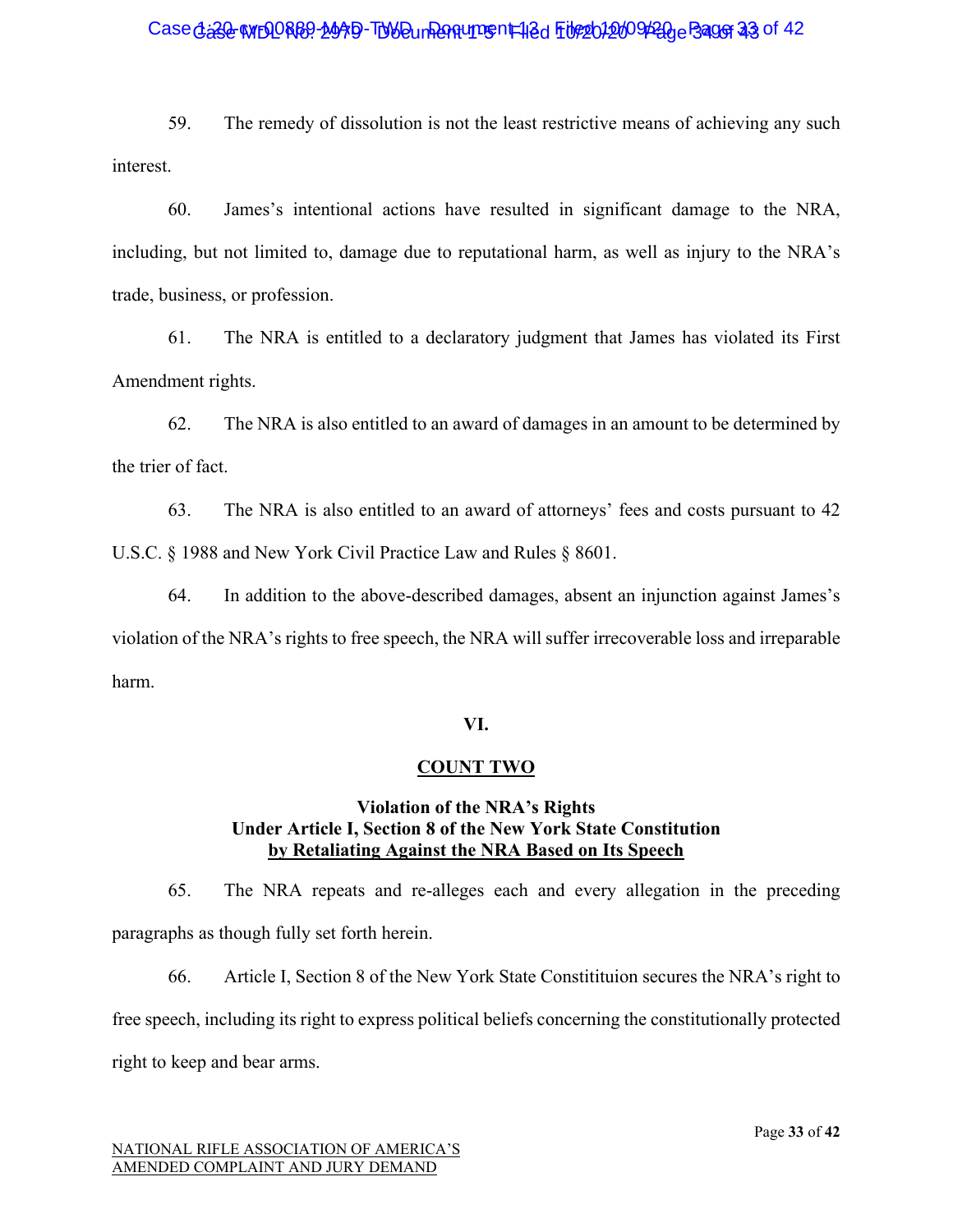59. The remedy of dissolution is not the least restrictive means of achieving any such interest.

60. James's intentional actions have resulted in significant damage to the NRA, including, but not limited to, damage due to reputational harm, as well as injury to the NRA's trade, business, or profession.

61. The NRA is entitled to a declaratory judgment that James has violated its First Amendment rights.

62. The NRA is also entitled to an award of damages in an amount to be determined by the trier of fact.

63. The NRA is also entitled to an award of attorneys' fees and costs pursuant to 42 U.S.C. § 1988 and New York Civil Practice Law and Rules § 8601.

64. In addition to the above-described damages, absent an injunction against James's violation of the NRA's rights to free speech, the NRA will suffer irrecoverable loss and irreparable harm.

## VI.

## COUNT TWO

### Violation of the NRA's Rights Under Article I, Section 8 of the New York State Constitution by Retaliating Against the NRA Based on Its Speech

65. The NRA repeats and re-alleges each and every allegation in the preceding paragraphs as though fully set forth herein.

66. Article I, Section 8 of the New York State Constitituion secures the NRA's right to free speech, including its right to express political beliefs concerning the constitutionally protected right to keep and bear arms.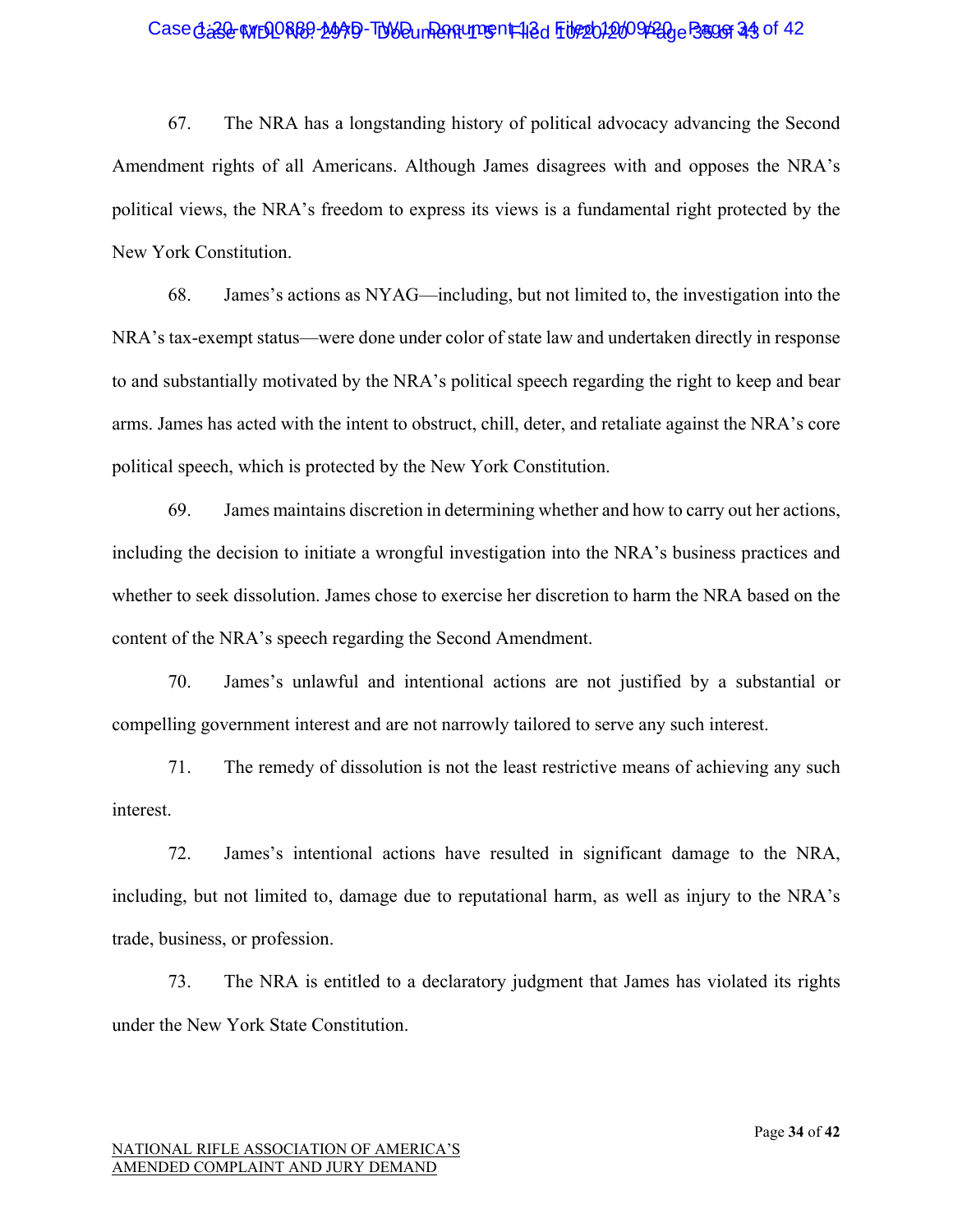67. The NRA has a longstanding history of political advocacy advancing the Second Amendment rights of all Americans. Although James disagrees with and opposes the NRA's political views, the NRA's freedom to express its views is a fundamental right protected by the New York Constitution.

68. James's actions as NYAG—including, but not limited to, the investigation into the NRA's tax-exempt status—were done under color of state law and undertaken directly in response to and substantially motivated by the NRA's political speech regarding the right to keep and bear arms. James has acted with the intent to obstruct, chill, deter, and retaliate against the NRA's core political speech, which is protected by the New York Constitution.

69. James maintains discretion in determining whether and how to carry out her actions, including the decision to initiate a wrongful investigation into the NRA's business practices and whether to seek dissolution. James chose to exercise her discretion to harm the NRA based on the content of the NRA's speech regarding the Second Amendment.

70. James's unlawful and intentional actions are not justified by a substantial or compelling government interest and are not narrowly tailored to serve any such interest.

71. The remedy of dissolution is not the least restrictive means of achieving any such interest.

72. James's intentional actions have resulted in significant damage to the NRA, including, but not limited to, damage due to reputational harm, as well as injury to the NRA's trade, business, or profession.

73. The NRA is entitled to a declaratory judgment that James has violated its rights under the New York State Constitution.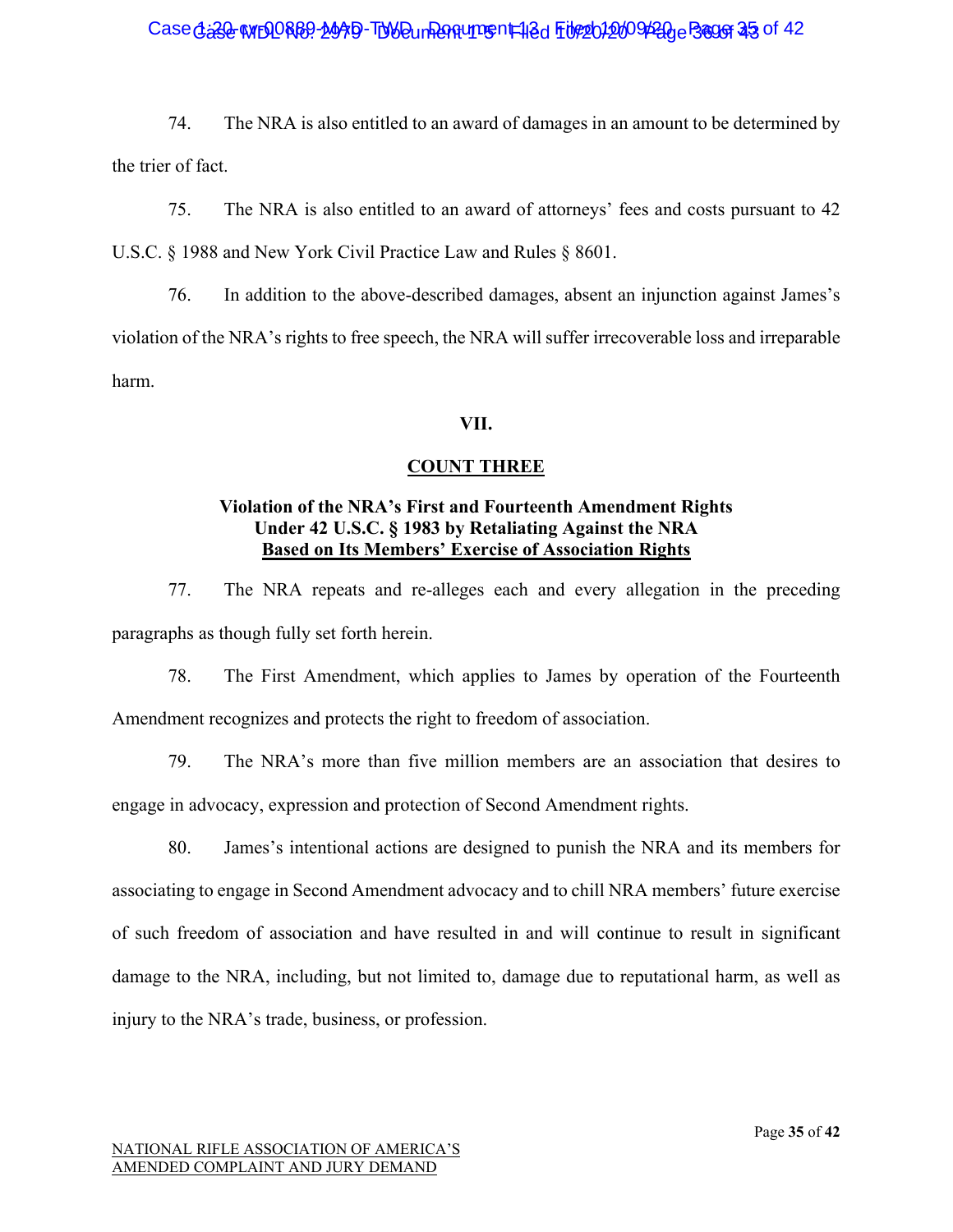74. The NRA is also entitled to an award of damages in an amount to be determined by the trier of fact.

75. The NRA is also entitled to an award of attorneys' fees and costs pursuant to 42 U.S.C. § 1988 and New York Civil Practice Law and Rules § 8601.

76. In addition to the above-described damages, absent an injunction against James's violation of the NRA's rights to free speech, the NRA will suffer irrecoverable loss and irreparable harm.

## VII.

## COUNT THREE

### Violation of the NRA's First and Fourteenth Amendment Rights Under 42 U.S.C. § 1983 by Retaliating Against the NRA Based on Its Members' Exercise of Association Rights

77. The NRA repeats and re-alleges each and every allegation in the preceding paragraphs as though fully set forth herein.

78. The First Amendment, which applies to James by operation of the Fourteenth Amendment recognizes and protects the right to freedom of association.

79. The NRA's more than five million members are an association that desires to engage in advocacy, expression and protection of Second Amendment rights.

80. James's intentional actions are designed to punish the NRA and its members for associating to engage in Second Amendment advocacy and to chill NRA members' future exercise of such freedom of association and have resulted in and will continue to result in significant damage to the NRA, including, but not limited to, damage due to reputational harm, as well as injury to the NRA's trade, business, or profession.

NATIONAL RIFLE ASSOCIATION OF AMERICA'S
AMENDED COMPLAINT AND JURY DEMAND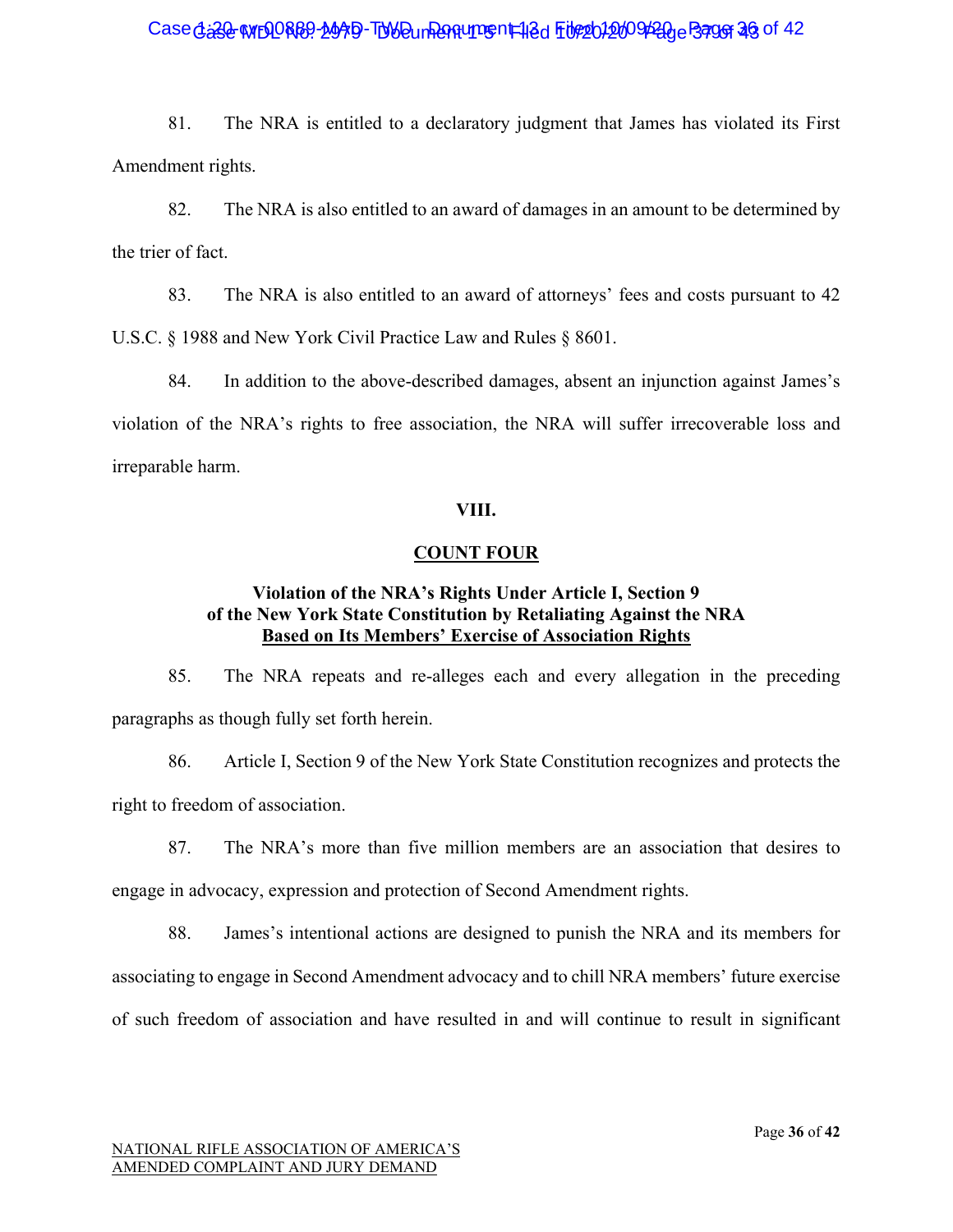81. The NRA is entitled to a declaratory judgment that James has violated its First Amendment rights.

82. The NRA is also entitled to an award of damages in an amount to be determined by the trier of fact.

83. The NRA is also entitled to an award of attorneys' fees and costs pursuant to 42 U.S.C. § 1988 and New York Civil Practice Law and Rules § 8601.

84. In addition to the above-described damages, absent an injunction against James's violation of the NRA's rights to free association, the NRA will suffer irrecoverable loss and irreparable harm.

## VIII.

## COUNT FOUR

### Violation of the NRA's Rights Under Article I, Section 9 of the New York State Constitution by Retaliating Against the NRA Based on Its Members' Exercise of Association Rights

85. The NRA repeats and re-alleges each and every allegation in the preceding paragraphs as though fully set forth herein.

86. Article I, Section 9 of the New York State Constitution recognizes and protects the right to freedom of association.

87. The NRA's more than five million members are an association that desires to engage in advocacy, expression and protection of Second Amendment rights.

88. James's intentional actions are designed to punish the NRA and its members for associating to engage in Second Amendment advocacy and to chill NRA members' future exercise of such freedom of association and have resulted in and will continue to result in significant

NATIONAL RIFLE ASSOCIATION OF AMERICA'S
AMENDED COMPLAINT AND JURY DEMAND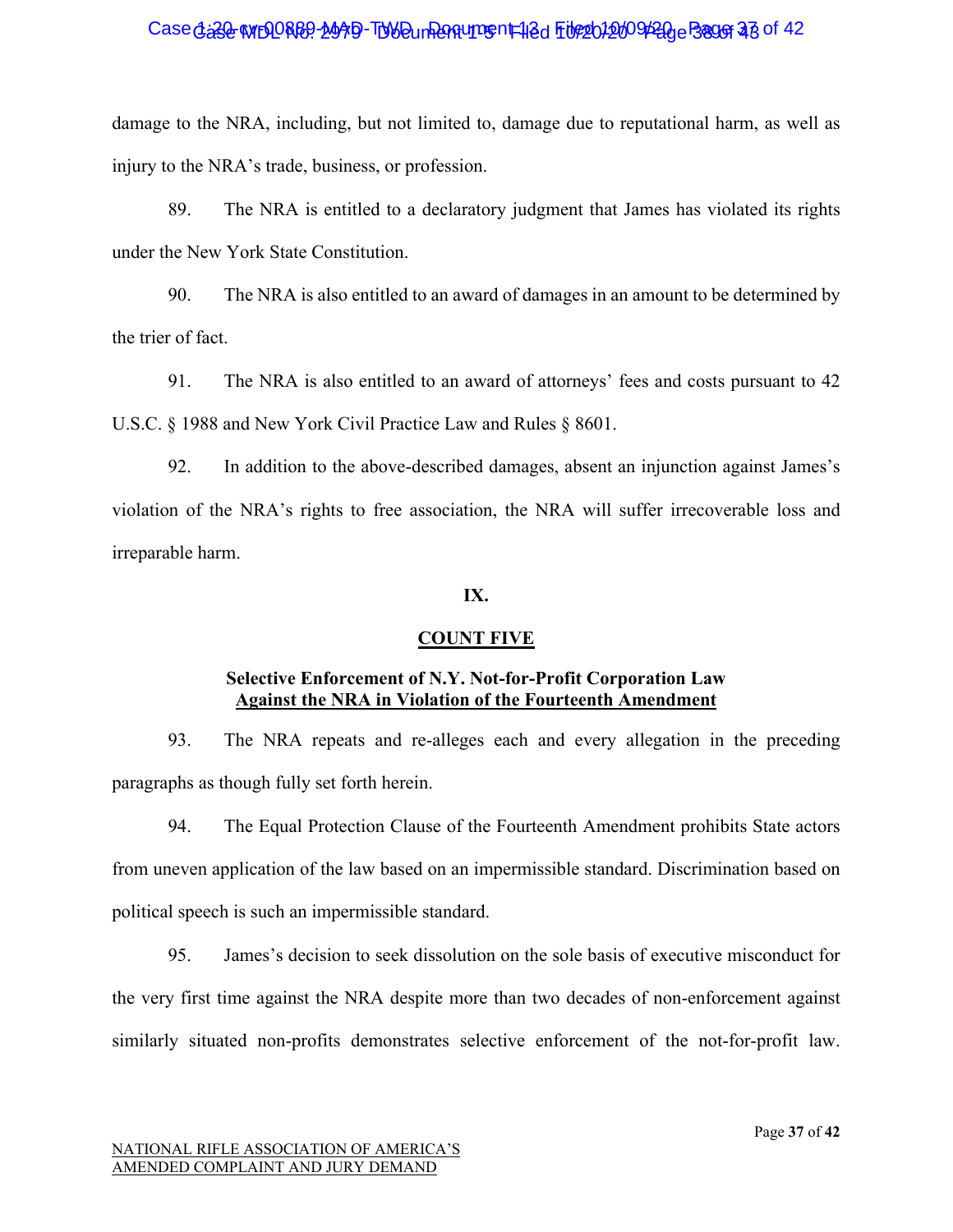damage to the NRA, including, but not limited to, damage due to reputational harm, as well as injury to the NRA's trade, business, or profession.

89. The NRA is entitled to a declaratory judgment that James has violated its rights under the New York State Constitution.

90. The NRA is also entitled to an award of damages in an amount to be determined by the trier of fact.

91. The NRA is also entitled to an award of attorneys' fees and costs pursuant to 42 U.S.C. § 1988 and New York Civil Practice Law and Rules § 8601.

92. In addition to the above-described damages, absent an injunction against James's violation of the NRA's rights to free association, the NRA will suffer irrecoverable loss and irreparable harm.

## IX.

## COUNT FIVE

### Selective Enforcement of N.Y. Not-for-Profit Corporation Law Against the NRA in Violation of the Fourteenth Amendment

93. The NRA repeats and re-alleges each and every allegation in the preceding paragraphs as though fully set forth herein.

94. The Equal Protection Clause of the Fourteenth Amendment prohibits State actors from uneven application of the law based on an impermissible standard. Discrimination based on political speech is such an impermissible standard.

95. James's decision to seek dissolution on the sole basis of executive misconduct for the very first time against the NRA despite more than two decades of non-enforcement against similarly situated non-profits demonstrates selective enforcement of the not-for-profit law.

NATIONAL RIFLE ASSOCIATION OF AMERICA'S
AMENDED COMPLAINT AND JURY DEMAND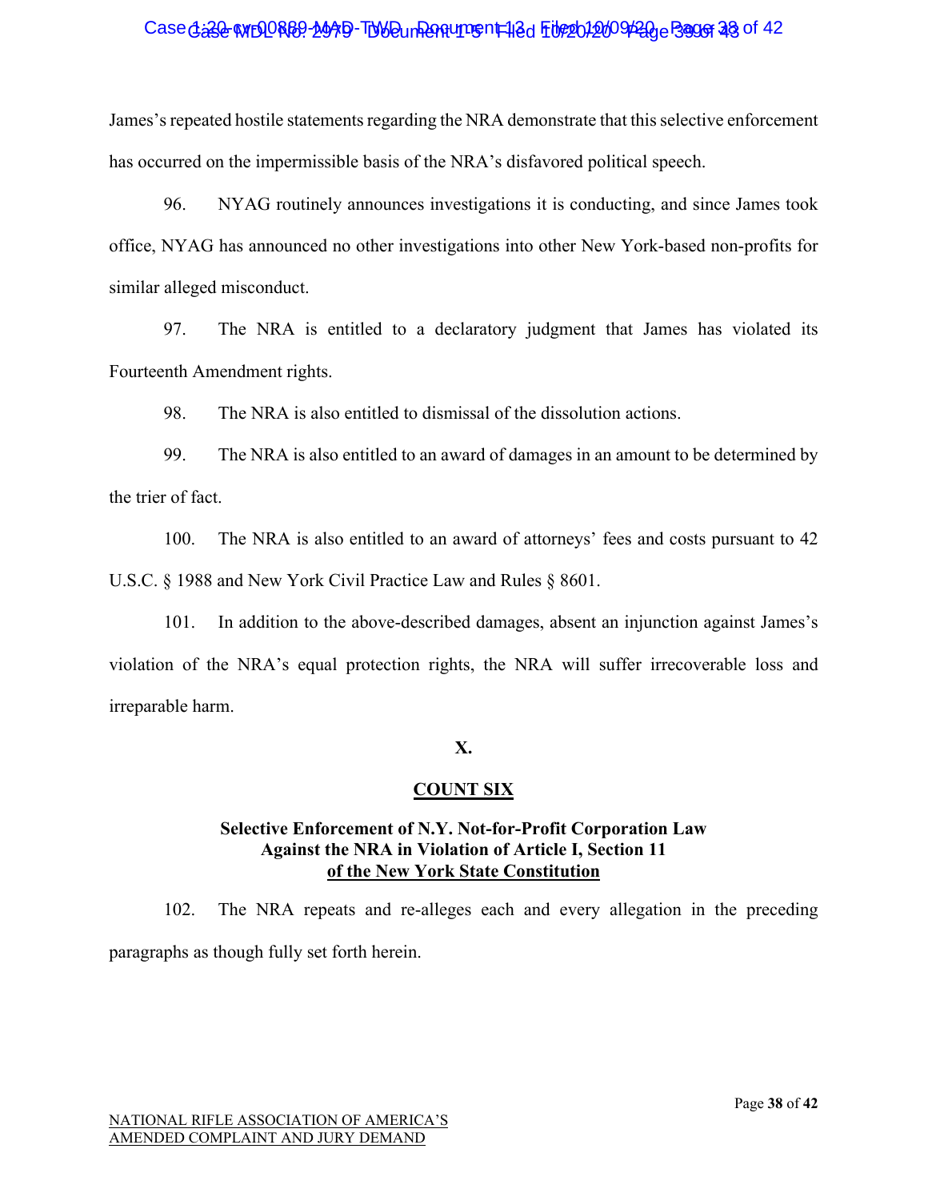James's repeated hostile statements regarding the NRA demonstrate that this selective enforcement has occurred on the impermissible basis of the NRA's disfavored political speech.

96. NYAG routinely announces investigations it is conducting, and since James took office, NYAG has announced no other investigations into other New York-based non-profits for similar alleged misconduct.

97. The NRA is entitled to a declaratory judgment that James has violated its Fourteenth Amendment rights.

98. The NRA is also entitled to dismissal of the dissolution actions.

99. The NRA is also entitled to an award of damages in an amount to be determined by the trier of fact.

100. The NRA is also entitled to an award of attorneys' fees and costs pursuant to 42 U.S.C. § 1988 and New York Civil Practice Law and Rules § 8601.

101. In addition to the above-described damages, absent an injunction against James's violation of the NRA's equal protection rights, the NRA will suffer irrecoverable loss and irreparable harm.

## X.

## COUNT SIX

### Selective Enforcement of N.Y. Not-for-Profit Corporation Law Against the NRA in Violation of Article I, Section 11 of the New York State Constitution

102. The NRA repeats and re-alleges each and every allegation in the preceding paragraphs as though fully set forth herein.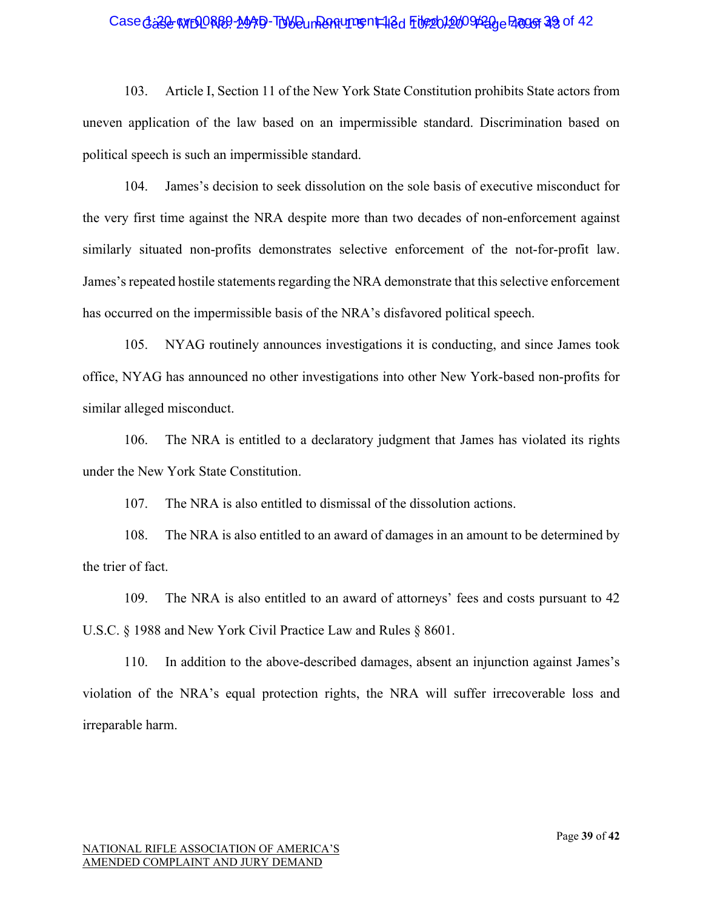103. Article I, Section 11 of the New York State Constitution prohibits State actors from uneven application of the law based on an impermissible standard. Discrimination based on political speech is such an impermissible standard.

104. James's decision to seek dissolution on the sole basis of executive misconduct for the very first time against the NRA despite more than two decades of non-enforcement against similarly situated non-profits demonstrates selective enforcement of the not-for-profit law. James's repeated hostile statements regarding the NRA demonstrate that this selective enforcement has occurred on the impermissible basis of the NRA's disfavored political speech.

105. NYAG routinely announces investigations it is conducting, and since James took office, NYAG has announced no other investigations into other New York-based non-profits for similar alleged misconduct.

106. The NRA is entitled to a declaratory judgment that James has violated its rights under the New York State Constitution.

107. The NRA is also entitled to dismissal of the dissolution actions.

108. The NRA is also entitled to an award of damages in an amount to be determined by the trier of fact.

109. The NRA is also entitled to an award of attorneys' fees and costs pursuant to 42 U.S.C. § 1988 and New York Civil Practice Law and Rules § 8601.

110. In addition to the above-described damages, absent an injunction against James's violation of the NRA's equal protection rights, the NRA will suffer irrecoverable loss and irreparable harm.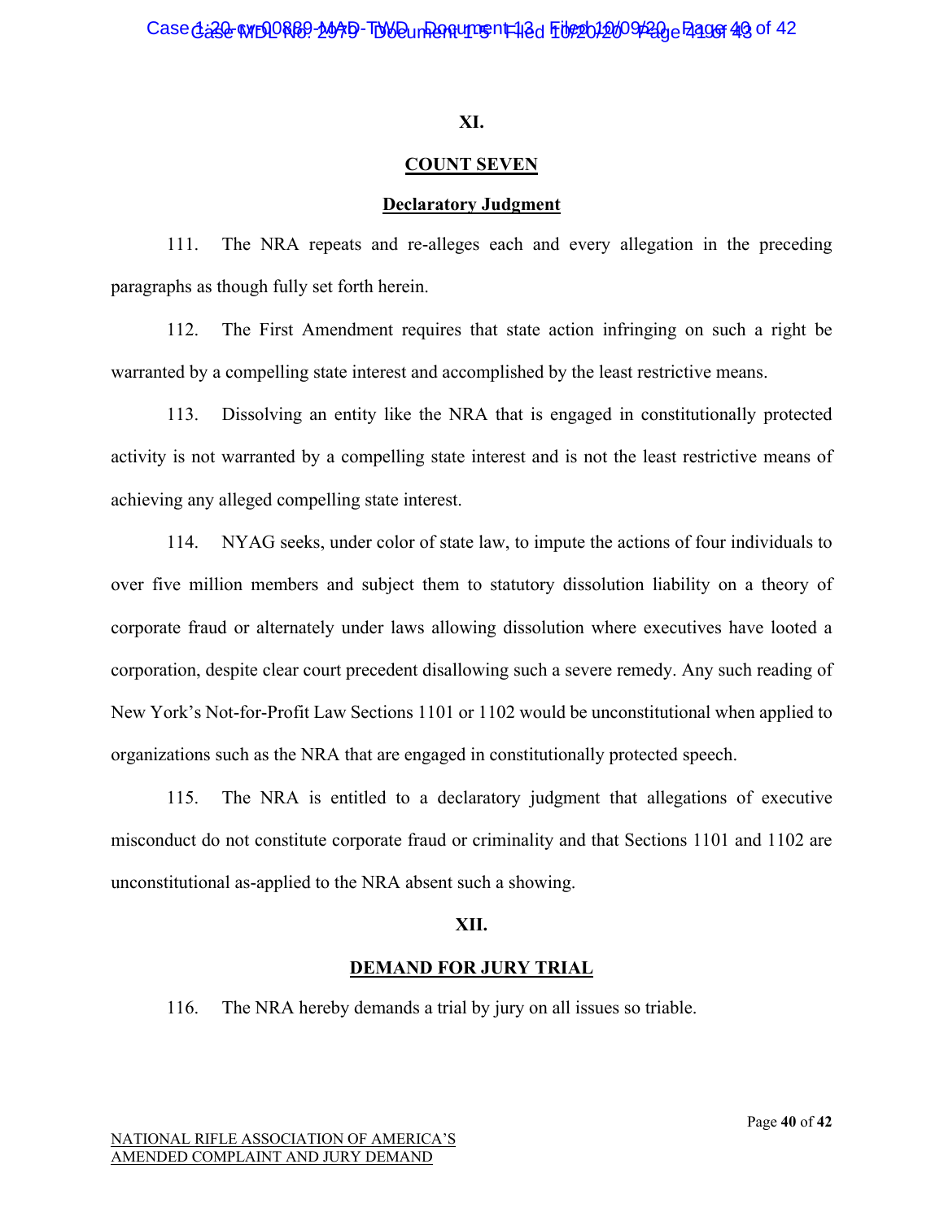## XI.

## COUNT SEVEN

### Declaratory Judgment

111. The NRA repeats and re-alleges each and every allegation in the preceding paragraphs as though fully set forth herein.

112. The First Amendment requires that state action infringing on such a right be warranted by a compelling state interest and accomplished by the least restrictive means.

113. Dissolving an entity like the NRA that is engaged in constitutionally protected activity is not warranted by a compelling state interest and is not the least restrictive means of achieving any alleged compelling state interest.

114. NYAG seeks, under color of state law, to impute the actions of four individuals to over five million members and subject them to statutory dissolution liability on a theory of corporate fraud or alternately under laws allowing dissolution where executives have looted a corporation, despite clear court precedent disallowing such a severe remedy. Any such reading of New York's Not-for-Profit Law Sections 1101 or 1102 would be unconstitutional when applied to organizations such as the NRA that are engaged in constitutionally protected speech.

115. The NRA is entitled to a declaratory judgment that allegations of executive misconduct do not constitute corporate fraud or criminality and that Sections 1101 and 1102 are unconstitutional as-applied to the NRA absent such a showing.

## XII.

## DEMAND FOR JURY TRIAL

116. The NRA hereby demands a trial by jury on all issues so triable.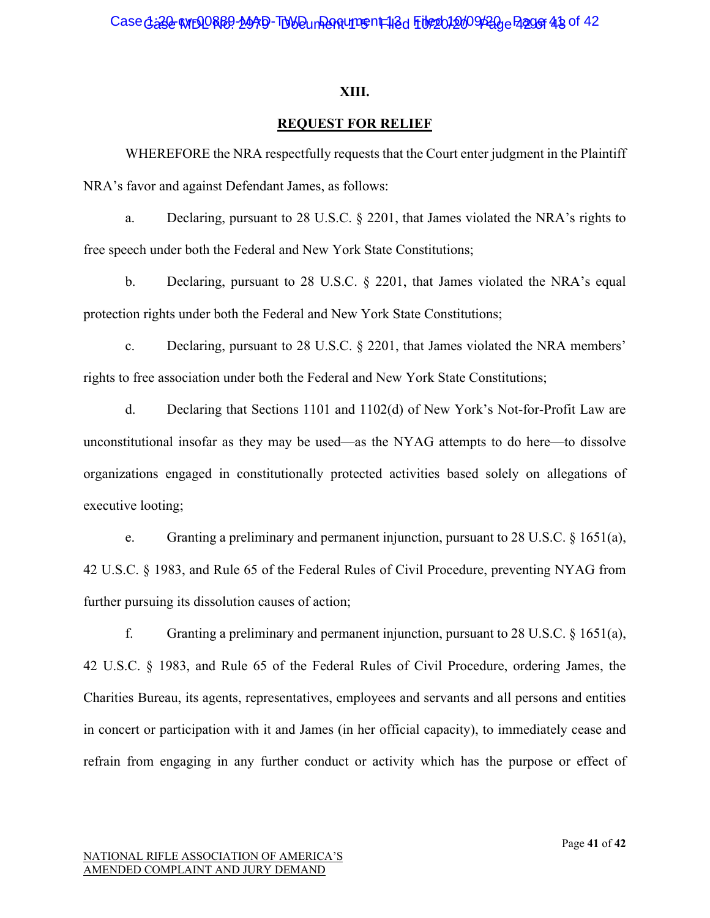## XIII.

## REQUEST FOR RELIEF

WHEREFORE the NRA respectfully requests that the Court enter judgment in the Plaintiff NRA's favor and against Defendant James, as follows:

a. Declaring, pursuant to 28 U.S.C. § 2201, that James violated the NRA's rights to free speech under both the Federal and New York State Constitutions;

b. Declaring, pursuant to 28 U.S.C. § 2201, that James violated the NRA's equal protection rights under both the Federal and New York State Constitutions;

c. Declaring, pursuant to 28 U.S.C. § 2201, that James violated the NRA members' rights to free association under both the Federal and New York State Constitutions;

d. Declaring that Sections 1101 and 1102(d) of New York's Not-for-Profit Law are unconstitutional insofar as they may be used—as the NYAG attempts to do here—to dissolve organizations engaged in constitutionally protected activities based solely on allegations of executive looting;

e. Granting a preliminary and permanent injunction, pursuant to 28 U.S.C. § 1651(a), 42 U.S.C. § 1983, and Rule 65 of the Federal Rules of Civil Procedure, preventing NYAG from further pursuing its dissolution causes of action;

f. Granting a preliminary and permanent injunction, pursuant to 28 U.S.C. § 1651(a), 42 U.S.C. § 1983, and Rule 65 of the Federal Rules of Civil Procedure, ordering James, the Charities Bureau, its agents, representatives, employees and servants and all persons and entities in concert or participation with it and James (in her official capacity), to immediately cease and refrain from engaging in any further conduct or activity which has the purpose or effect of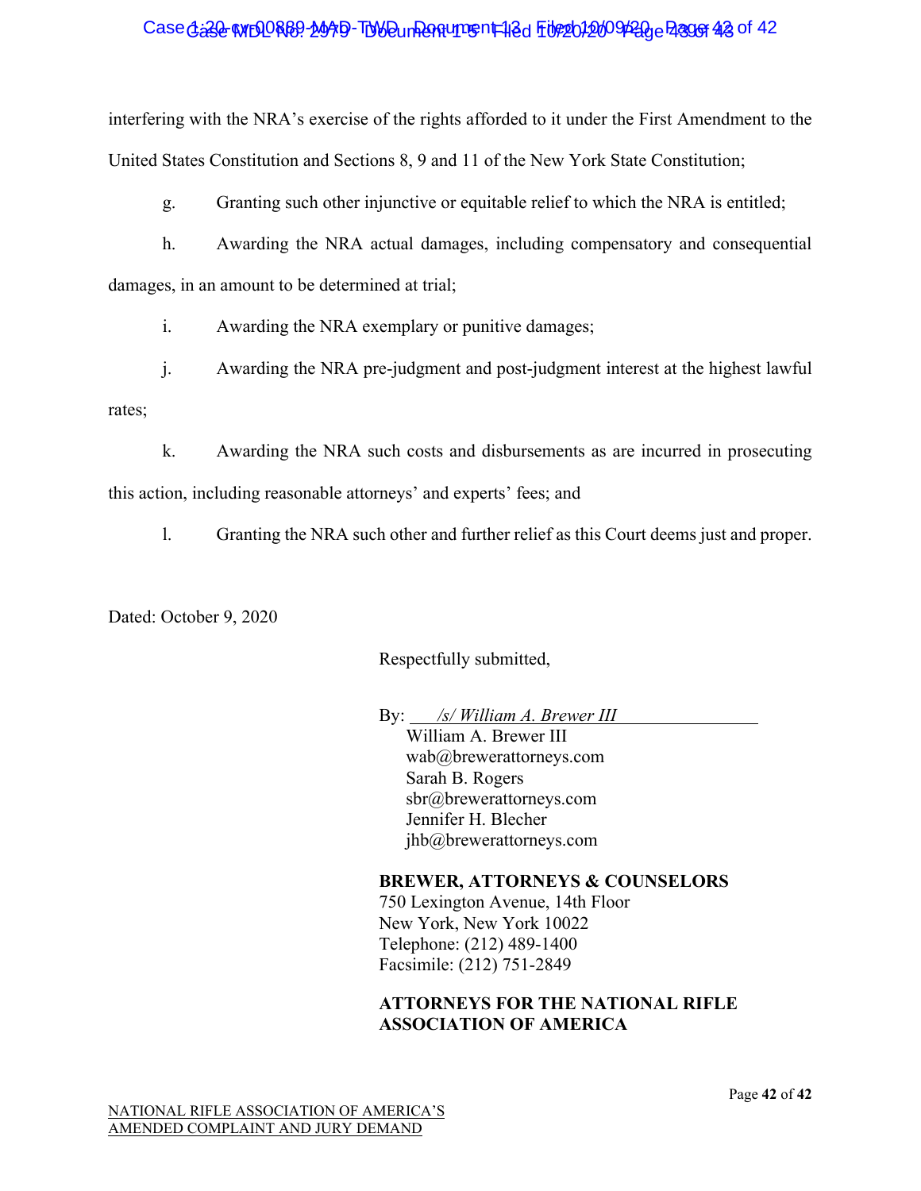interfering with the NRA's exercise of the rights afforded to it under the First Amendment to the United States Constitution and Sections 8, 9 and 11 of the New York State Constitution;

g. Granting such other injunctive or equitable relief to which the NRA is entitled;

h. Awarding the NRA actual damages, including compensatory and consequential damages, in an amount to be determined at trial;

i. Awarding the NRA exemplary or punitive damages;

j. Awarding the NRA pre-judgment and post-judgment interest at the highest lawful rates;

k. Awarding the NRA such costs and disbursements as are incurred in prosecuting this action, including reasonable attorneys' and experts' fees; and

l. Granting the NRA such other and further relief as this Court deems just and proper.

Dated: October 9, 2020

Respectfully submitted,

By: *\/s/ William A. Brewer III*
William A. Brewer III
wab@brewerattorneys.com
Sarah B. Rogers
sbr@brewerattorneys.com
Jennifer H. Blecher
jhb@brewerattorneys.com

**BREWER, ATTORNEYS & COUNSELORS**
750 Lexington Avenue, 14th Floor
New York, New York 10022
Telephone: (212) 489-1400
Facsimile: (212) 751-2849

**ATTORNEYS FOR THE NATIONAL RIFLE ASSOCIATION OF AMERICA**